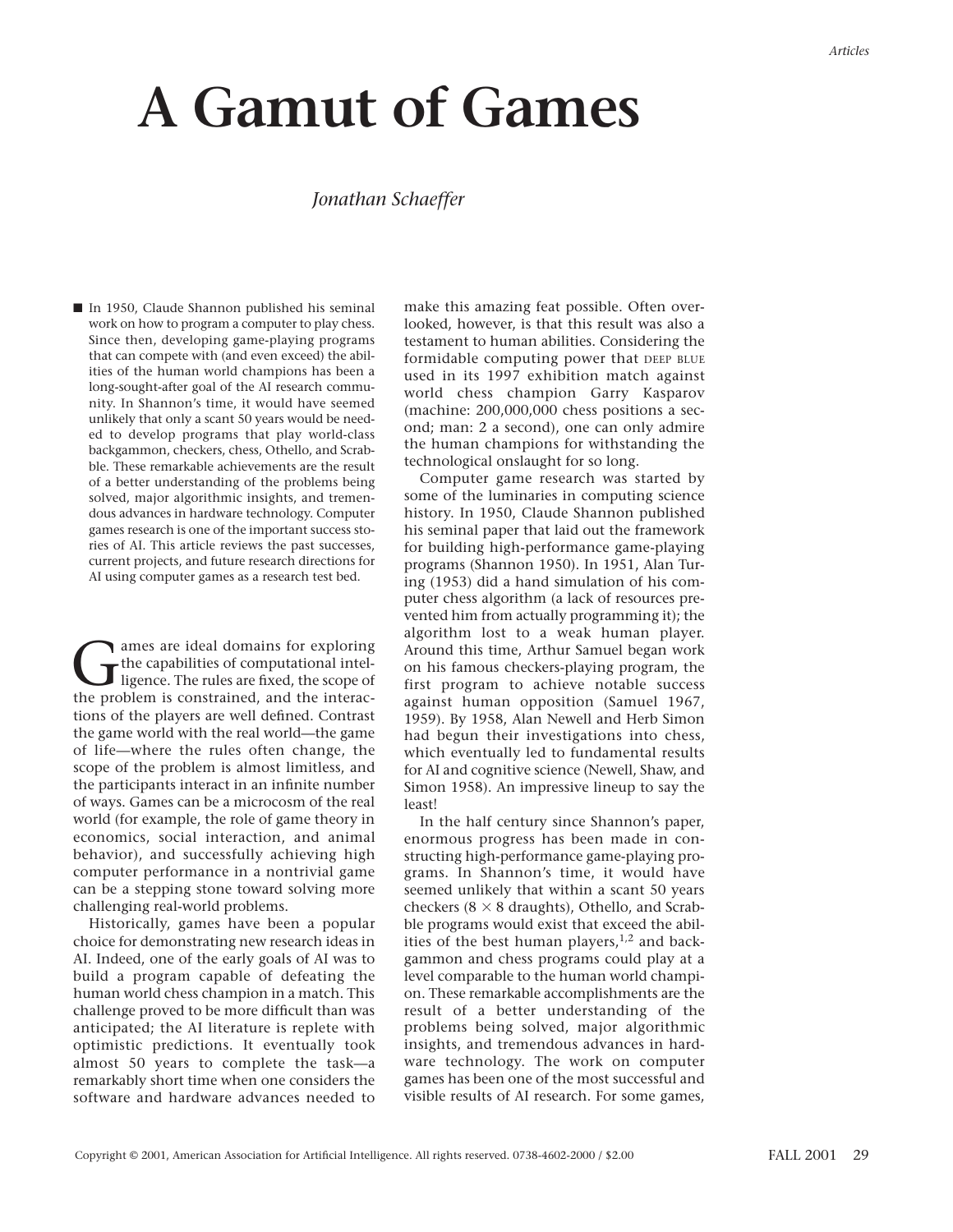# A Gamut of Games

*Jonathan Schaeffer*

■ In 1950, Claude Shannon published his seminal work on how to program a computer to play chess. Since then, developing game-playing programs that can compete with (and even exceed) the abilities of the human world champions has been a long-sought-after goal of the AI research community. In Shannon's time, it would have seemed unlikely that only a scant 50 years would be needed to develop programs that play world-class backgammon, checkers, chess, Othello, and Scrabble. These remarkable achievements are the result of a better understanding of the problems being solved, major algorithmic insights, and tremendous advances in hardware technology. Computer games research is one of the important success stories of AI. This article reviews the past successes, current projects, and future research directions for AI using computer games as a research test bed.

Games are ideal domains for exploring the capabilities of computational intelligence. The rules are fixed, the scope of the problem is constrained, and the interactions of the players are well defined. Contrast the game world with the real world—the game of life—where the rules often change, the scope of the problem is almost limitless, and the participants interact in an infinite number of ways. Games can be a microcosm of the real world (for example, the role of game theory in economics, social interaction, and animal behavior), and successfully achieving high computer performance in a nontrivial game can be a stepping stone toward solving more challenging real-world problems.

Historically, games have been a popular choice for demonstrating new research ideas in AI. Indeed, one of the early goals of AI was to build a program capable of defeating the human world chess champion in a match. This challenge proved to be more difficult than was anticipated; the AI literature is replete with optimistic predictions. It eventually took almost 50 years to complete the task—a remarkably short time when one considers the software and hardware advances needed to make this amazing feat possible. Often overlooked, however, is that this result was also a testament to human abilities. Considering the formidable computing power that DEEP BLUE used in its 1997 exhibition match against world chess champion Garry Kasparov (machine: 200,000,000 chess positions a second; man: 2 a second), one can only admire the human champions for withstanding the technological onslaught for so long.

Computer game research was started by some of the luminaries in computing science history. In 1950, Claude Shannon published his seminal paper that laid out the framework for building high-performance game-playing programs (Shannon 1950). In 1951, Alan Turing (1953) did a hand simulation of his computer chess algorithm (a lack of resources prevented him from actually programming it); the algorithm lost to a weak human player. Around this time, Arthur Samuel began work on his famous checkers-playing program, the first program to achieve notable success against human opposition (Samuel 1967, 1959). By 1958, Alan Newell and Herb Simon had begun their investigations into chess, which eventually led to fundamental results for AI and cognitive science (Newell, Shaw, and Simon 1958). An impressive lineup to say the least!

In the half century since Shannon's paper, enormous progress has been made in constructing high-performance game-playing programs. In Shannon's time, it would have seemed unlikely that within a scant 50 years checkers ($8 \times 8$ draughts), Othello, and Scrabble programs would exist that exceed the abilities of the best human players,[1,2] and backgammon and chess programs could play at a level comparable to the human world champion. These remarkable accomplishments are the result of a better understanding of the problems being solved, major algorithmic insights, and tremendous advances in hardware technology. The work on computer games has been one of the most successful and visible results of AI research. For some games,

Copyright © 2001, American Association for Artificial Intelligence. All rights reserved. 0738-4602-2000 / $2.00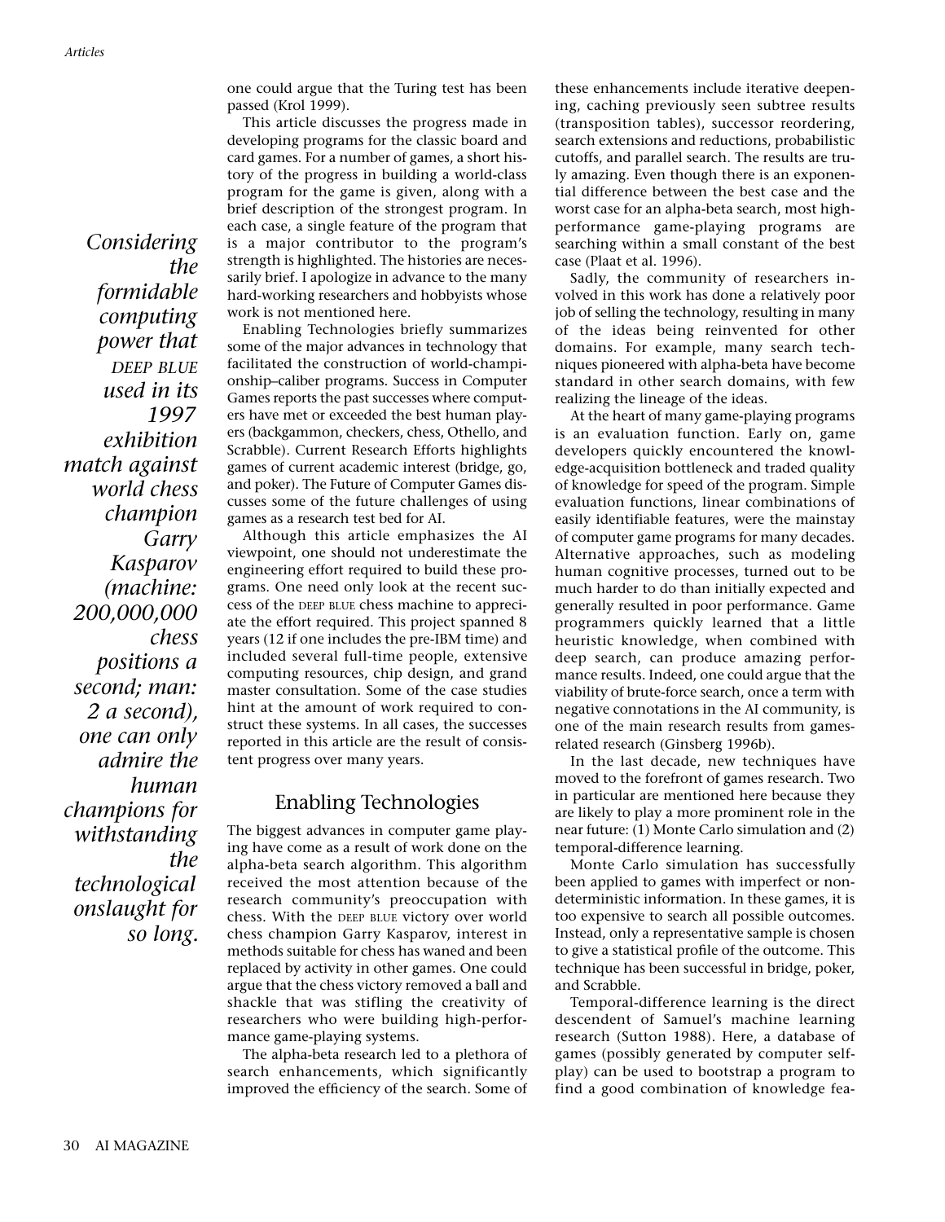one could argue that the Turing test has been passed (Krol 1999).

This article discusses the progress made in developing programs for the classic board and card games. For a number of games, a short history of the progress in building a world-class program for the game is given, along with a brief description of the strongest program. In each case, a single feature of the program that is a major contributor to the program's strength is highlighted. The histories are necessarily brief. I apologize in advance to the many hard-working researchers and hobbyists whose work is not mentioned here.

Enabling Technologies briefly summarizes some of the major advances in technology that facilitated the construction of world-championship–caliber programs. Success in Computer Games reports the past successes where computers have met or exceeded the best human players (backgammon, checkers, chess, Othello, and Scrabble). Current Research Efforts highlights games of current academic interest (bridge, go, and poker). The Future of Computer Games discusses some of the future challenges of using games as a research test bed for AI.

Although this article emphasizes the AI viewpoint, one should not underestimate the engineering effort required to build these programs. One need only look at the recent success of the DEEP BLUE chess machine to appreciate the effort required. This project spanned 8 years (12 if one includes the pre-IBM time) and included several full-time people, extensive computing resources, chip design, and grand master consultation. Some of the case studies hint at the amount of work required to construct these systems. In all cases, the successes reported in this article are the result of consistent progress over many years.

*Considering the formidable computing power that DEEP BLUE used in its 1997 exhibition match against world chess champion Garry Kasparov (machine: 200,000,000 chess positions a second; man: 2 a second), one can only admire the human champions for withstanding the technological onslaught for so long.*

## Enabling Technologies

The biggest advances in computer game playing have come as a result of work done on the alpha-beta search algorithm. This algorithm received the most attention because of the research community's preoccupation with chess. With the DEEP BLUE victory over world chess champion Garry Kasparov, interest in methods suitable for chess has waned and been replaced by activity in other games. One could argue that the chess victory removed a ball and shackle that was stifling the creativity of researchers who were building high-performance game-playing systems.

The alpha-beta research led to a plethora of search enhancements, which significantly improved the efficiency of the search. Some of these enhancements include iterative deepening, caching previously seen subtree results (transposition tables), successor reordering, search extensions and reductions, probabilistic cutoffs, and parallel search. The results are truly amazing. Even though there is an exponential difference between the best case and the worst case for an alpha-beta search, most high-performance game-playing programs are searching within a small constant of the best case (Plaat et al. 1996).

Sadly, the community of researchers involved in this work has done a relatively poor job of selling the technology, resulting in many of the ideas being reinvented for other domains. For example, many search techniques pioneered with alpha-beta have become standard in other search domains, with few realizing the lineage of the ideas.

At the heart of many game-playing programs is an evaluation function. Early on, game developers quickly encountered the knowledge-acquisition bottleneck and traded quality of knowledge for speed of the program. Simple evaluation functions, linear combinations of easily identifiable features, were the mainstay of computer game programs for many decades. Alternative approaches, such as modeling human cognitive processes, turned out to be much harder to do than initially expected and generally resulted in poor performance. Game programmers quickly learned that a little heuristic knowledge, when combined with deep search, can produce amazing performance results. Indeed, one could argue that the viability of brute-force search, once a term with negative connotations in the AI community, is one of the main research results from games-related research (Ginsberg 1996b).

In the last decade, new techniques have moved to the forefront of games research. Two in particular are mentioned here because they are likely to play a more prominent role in the near future: (1) Monte Carlo simulation and (2) temporal-difference learning.

Monte Carlo simulation has successfully been applied to games with imperfect or nondeterministic information. In these games, it is too expensive to search all possible outcomes. Instead, only a representative sample is chosen to give a statistical profile of the outcome. This technique has been successful in bridge, poker, and Scrabble.

Temporal-difference learning is the direct descendent of Samuel's machine learning research (Sutton 1988). Here, a database of games (possibly generated by computer self-play) can be used to bootstrap a program to find a good combination of knowledge fea-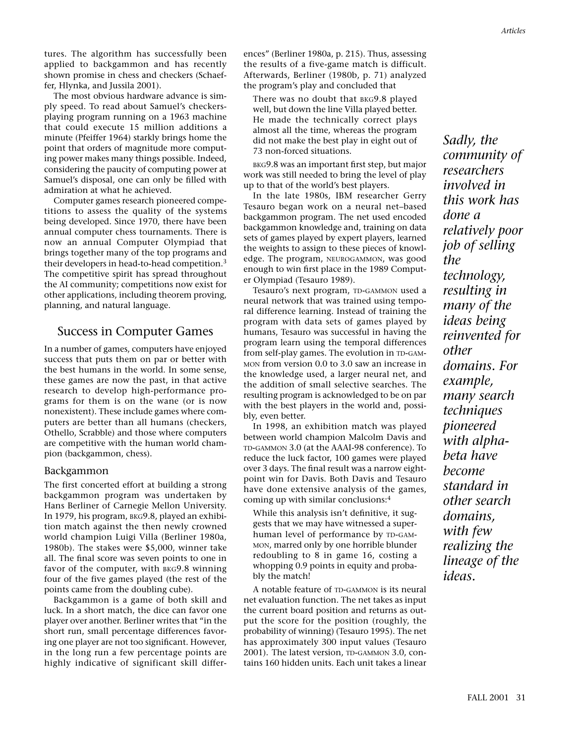tures. The algorithm has successfully been applied to backgammon and has recently shown promise in chess and checkers (Schaeffer, Hlynka, and Jussila 2001).

The most obvious hardware advance is simply speed. To read about Samuel's checkers-playing program running on a 1963 machine that could execute 15 million additions a minute (Pfeiffer 1964) starkly brings home the point that orders of magnitude more computing power makes many things possible. Indeed, considering the paucity of computing power at Samuel's disposal, one can only be filled with admiration at what he achieved.

Computer games research pioneered competitions to assess the quality of the systems being developed. Since 1970, there have been annual computer chess tournaments. There is now an annual Computer Olympiad that brings together many of the top programs and their developers in head-to-head competition.[3] The competitive spirit has spread throughout the AI community; competitions now exist for other applications, including theorem proving, planning, and natural language.

## Success in Computer Games

In a number of games, computers have enjoyed success that puts them on par or better with the best humans in the world. In some sense, these games are now the past, in that active research to develop high-performance programs for them is on the wane (or is now nonexistent). These include games where computers are better than all humans (checkers, Othello, Scrabble) and those where computers are competitive with the human world champion (backgammon, chess).

### Backgammon

The first concerted effort at building a strong backgammon program was undertaken by Hans Berliner of Carnegie Mellon University. In 1979, his program, BKG9.8, played an exhibition match against the then newly crowned world champion Luigi Villa (Berliner 1980a, 1980b). The stakes were $5,000, winner take all. The final score was seven points to one in favor of the computer, with BKG9.8 winning four of the five games played (the rest of the points came from the doubling cube).

Backgammon is a game of both skill and luck. In a short match, the dice can favor one player over another. Berliner writes that "in the short run, small percentage differences favoring one player are not too significant. However, in the long run a few percentage points are highly indicative of significant skill differences" (Berliner 1980a, p. 215). Thus, assessing the results of a five-game match is difficult. Afterwards, Berliner (1980b, p. 71) analyzed the program's play and concluded that

> There was no doubt that BKG9.8 played well, but down the line Villa played better. He made the technically correct plays almost all the time, whereas the program did not make the best play in eight out of 73 non-forced situations.

BKG9.8 was an important first step, but major work was still needed to bring the level of play up to that of the world's best players.

In the late 1980s, IBM researcher Gerry Tesauro began work on a neural net–based backgammon program. The net used encoded backgammon knowledge and, training on data sets of games played by expert players, learned the weights to assign to these pieces of knowledge. The program, NEUROGAMMON, was good enough to win first place in the 1989 Computer Olympiad (Tesauro 1989).

Tesauro's next program, TD-GAMMON used a neural network that was trained using temporal difference learning. Instead of training the program with data sets of games played by humans, Tesauro was successful in having the program learn using the temporal differences from self-play games. The evolution in TD-GAMMON from version 0.0 to 3.0 saw an increase in the knowledge used, a larger neural net, and the addition of small selective searches. The resulting program is acknowledged to be on par with the best players in the world and, possibly, even better.

In 1998, an exhibition match was played between world champion Malcolm Davis and TD-GAMMON 3.0 (at the AAAI-98 conference). To reduce the luck factor, 100 games were played over 3 days. The final result was a narrow eight-point win for Davis. Both Davis and Tesauro have done extensive analysis of the games, coming up with similar conclusions:[4]

> While this analysis isn't definitive, it suggests that we may have witnessed a superhuman level of performance by TD-GAMMON, marred only by one horrible blunder redoubling to 8 in game 16, costing a whopping 0.9 points in equity and probably the match!

A notable feature of TD-GAMMON is its neural net evaluation function. The net takes as input the current board position and returns as output the score for the position (roughly, the probability of winning) (Tesauro 1995). The net has approximately 300 input values (Tesauro 2001). The latest version, TD-GAMMON 3.0, contains 160 hidden units. Each unit takes a linear

*Sadly, the community of researchers involved in this work has done a relatively poor job of selling the technology, resulting in many of the ideas being reinvented for other domains. For example, many search techniques pioneered with alpha-beta have become standard in other search domains, with few realizing the lineage of the ideas.*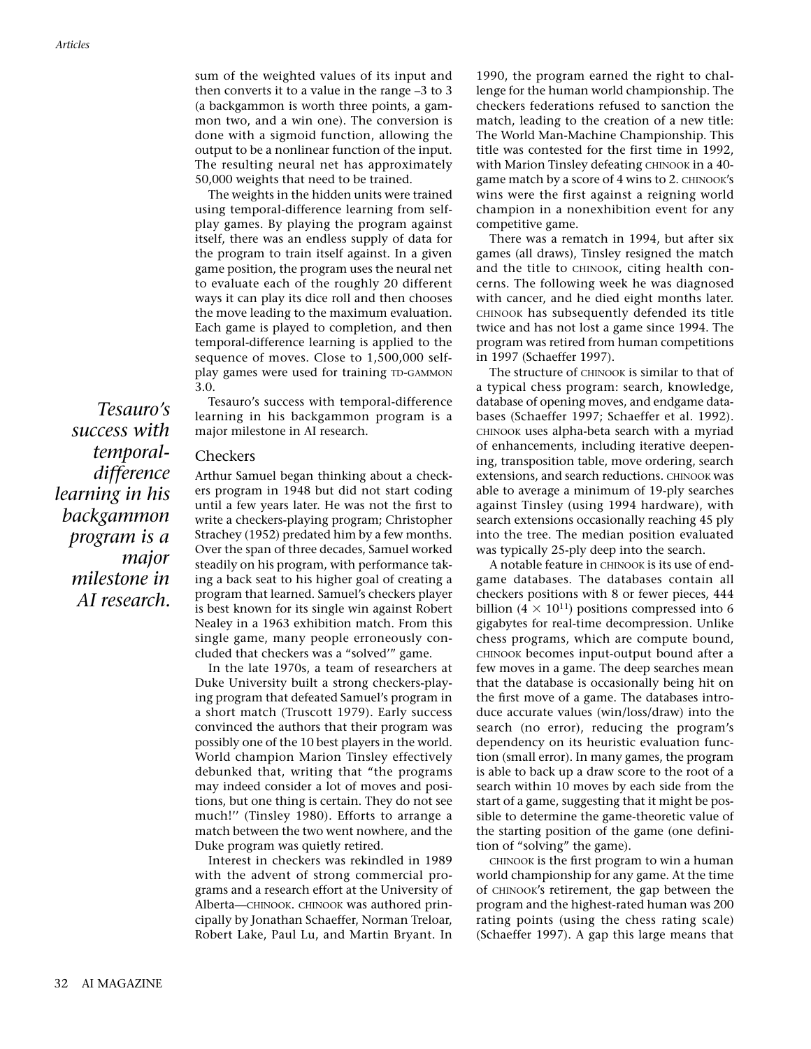sum of the weighted values of its input and then converts it to a value in the range –3 to 3 (a backgammon is worth three points, a gammon two, and a win one). The conversion is done with a sigmoid function, allowing the output to be a nonlinear function of the input. The resulting neural net has approximately 50,000 weights that need to be trained.

The weights in the hidden units were trained using temporal-difference learning from self-play games. By playing the program against itself, there was an endless supply of data for the program to train itself against. In a given game position, the program uses the neural net to evaluate each of the roughly 20 different ways it can play its dice roll and then chooses the move leading to the maximum evaluation. Each game is played to completion, and then temporal-difference learning is applied to the sequence of moves. Close to 1,500,000 self-play games were used for training TD-GAMMON 3.0.

Tesauro's success with temporal-difference learning in his backgammon program is a major milestone in AI research.

*Tesauro's success with temporal-difference learning in his backgammon program is a major milestone in AI research.*

## Checkers

Arthur Samuel began thinking about a checkers program in 1948 but did not start coding until a few years later. He was not the first to write a checkers-playing program; Christopher Strachey (1952) predated him by a few months. Over the span of three decades, Samuel worked steadily on his program, with performance taking a back seat to his higher goal of creating a program that learned. Samuel's checkers player is best known for its single win against Robert Nealey in a 1963 exhibition match. From this single game, many people erroneously concluded that checkers was a "solved'" game.

In the late 1970s, a team of researchers at Duke University built a strong checkers-playing program that defeated Samuel's program in a short match (Truscott 1979). Early success convinced the authors that their program was possibly one of the 10 best players in the world. World champion Marion Tinsley effectively debunked that, writing that "the programs may indeed consider a lot of moves and positions, but one thing is certain. They do not see much!'' (Tinsley 1980). Efforts to arrange a match between the two went nowhere, and the Duke program was quietly retired.

Interest in checkers was rekindled in 1989 with the advent of strong commercial programs and a research effort at the University of Alberta—CHINOOK. CHINOOK was authored principally by Jonathan Schaeffer, Norman Treloar, Robert Lake, Paul Lu, and Martin Bryant. In 1990, the program earned the right to challenge for the human world championship. The checkers federations refused to sanction the match, leading to the creation of a new title: The World Man-Machine Championship. This title was contested for the first time in 1992, with Marion Tinsley defeating CHINOOK in a 40-game match by a score of 4 wins to 2. CHINOOK's wins were the first against a reigning world champion in a nonexhibition event for any competitive game.

There was a rematch in 1994, but after six games (all draws), Tinsley resigned the match and the title to CHINOOK, citing health concerns. The following week he was diagnosed with cancer, and he died eight months later. CHINOOK has subsequently defended its title twice and has not lost a game since 1994. The program was retired from human competitions in 1997 (Schaeffer 1997).

The structure of CHINOOK is similar to that of a typical chess program: search, knowledge, database of opening moves, and endgame databases (Schaeffer 1997; Schaeffer et al. 1992). CHINOOK uses alpha-beta search with a myriad of enhancements, including iterative deepening, transposition table, move ordering, search extensions, and search reductions. CHINOOK was able to average a minimum of 19-ply searches against Tinsley (using 1994 hardware), with search extensions occasionally reaching 45 ply into the tree. The median position evaluated was typically 25-ply deep into the search.

A notable feature in CHINOOK is its use of endgame databases. The databases contain all checkers positions with 8 or fewer pieces, 444 billion ($4 \times 10^{11}$) positions compressed into 6 gigabytes for real-time decompression. Unlike chess programs, which are compute bound, CHINOOK becomes input-output bound after a few moves in a game. The deep searches mean that the database is occasionally being hit on the first move of a game. The databases introduce accurate values (win/loss/draw) into the search (no error), reducing the program's dependency on its heuristic evaluation function (small error). In many games, the program is able to back up a draw score to the root of a search within 10 moves by each side from the start of a game, suggesting that it might be possible to determine the game-theoretic value of the starting position of the game (one definition of "solving" the game).

CHINOOK is the first program to win a human world championship for any game. At the time of CHINOOK's retirement, the gap between the program and the highest-rated human was 200 rating points (using the chess rating scale) (Schaeffer 1997). A gap this large means that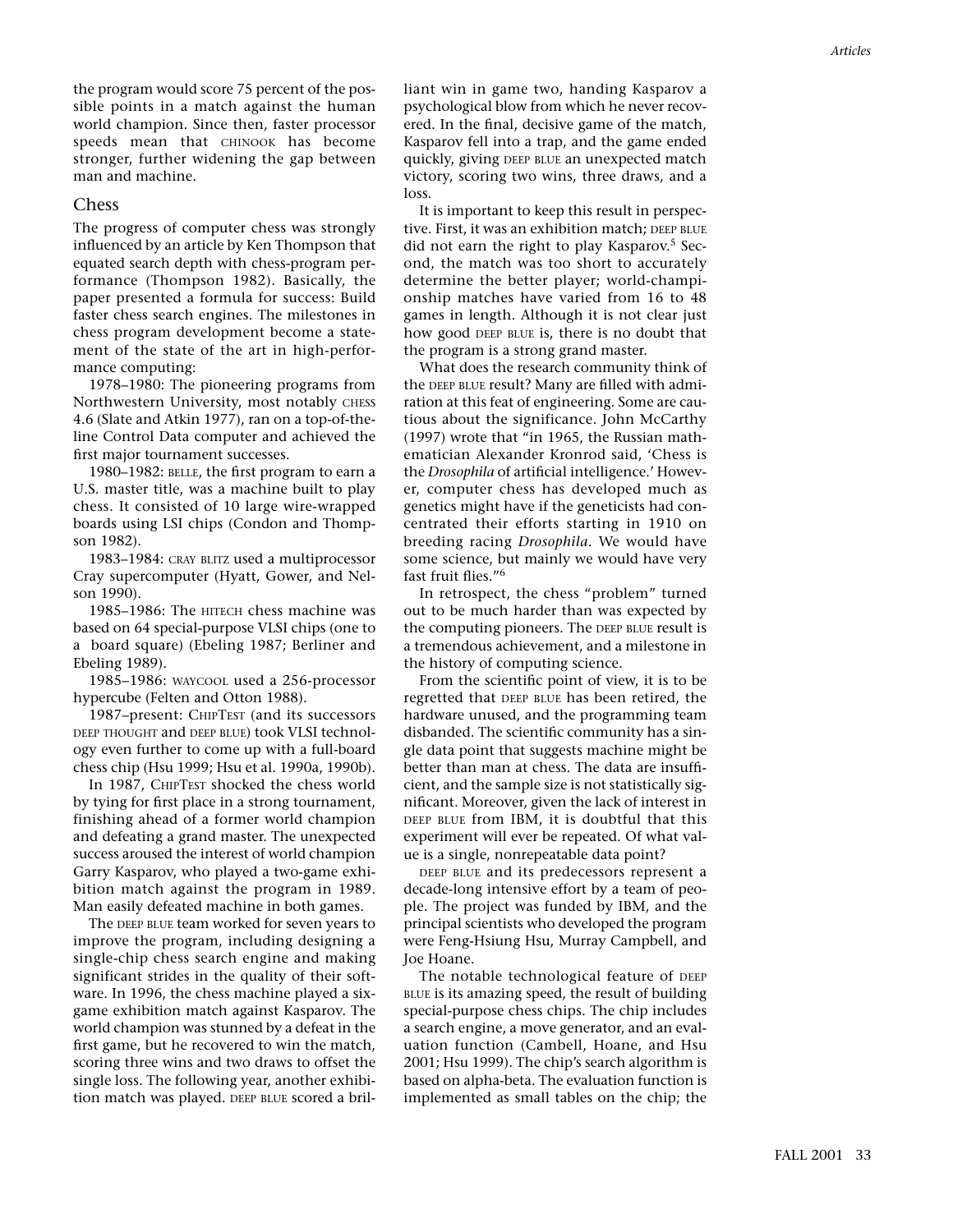the program would score 75 percent of the possible points in a match against the human world champion. Since then, faster processor speeds mean that CHINOOK has become stronger, further widening the gap between man and machine.

## Chess

The progress of computer chess was strongly influenced by an article by Ken Thompson that equated search depth with chess-program performance (Thompson 1982). Basically, the paper presented a formula for success: Build faster chess search engines. The milestones in chess program development become a statement of the state of the art in high-performance computing:

1978–1980: The pioneering programs from Northwestern University, most notably CHESS 4.6 (Slate and Atkin 1977), ran on a top-of-the-line Control Data computer and achieved the first major tournament successes.

1980–1982: BELLE, the first program to earn a U.S. master title, was a machine built to play chess. It consisted of 10 large wire-wrapped boards using LSI chips (Condon and Thompson 1982).

1983–1984: CRAY BLITZ used a multiprocessor Cray supercomputer (Hyatt, Gower, and Nelson 1990).

1985–1986: The HITECH chess machine was based on 64 special-purpose VLSI chips (one to a board square) (Ebeling 1987; Berliner and Ebeling 1989).

1985–1986: WAYCOOL used a 256-processor hypercube (Felten and Otton 1988).

1987–present: CHIPTEST (and its successors DEEP THOUGHT and DEEP BLUE) took VLSI technology even further to come up with a full-board chess chip (Hsu 1999; Hsu et al. 1990a, 1990b).

In 1987, CHIPTEST shocked the chess world by tying for first place in a strong tournament, finishing ahead of a former world champion and defeating a grand master. The unexpected success aroused the interest of world champion Garry Kasparov, who played a two-game exhibition match against the program in 1989. Man easily defeated machine in both games.

The DEEP BLUE team worked for seven years to improve the program, including designing a single-chip chess search engine and making significant strides in the quality of their software. In 1996, the chess machine played a six-game exhibition match against Kasparov. The world champion was stunned by a defeat in the first game, but he recovered to win the match, scoring three wins and two draws to offset the single loss. The following year, another exhibition match was played. DEEP BLUE scored a brilliant win in game two, handing Kasparov a psychological blow from which he never recovered. In the final, decisive game of the match, Kasparov fell into a trap, and the game ended quickly, giving DEEP BLUE an unexpected match victory, scoring two wins, three draws, and a loss.

It is important to keep this result in perspective. First, it was an exhibition match; DEEP BLUE did not earn the right to play Kasparov.[5] Second, the match was too short to accurately determine the better player; world-championship matches have varied from 16 to 48 games in length. Although it is not clear just how good DEEP BLUE is, there is no doubt that the program is a strong grand master.

What does the research community think of the DEEP BLUE result? Many are filled with admiration at this feat of engineering. Some are cautious about the significance. John McCarthy (1997) wrote that "in 1965, the Russian mathematician Alexander Kronrod said, 'Chess is the *Drosophila* of artificial intelligence.' However, computer chess has developed much as genetics might have if the geneticists had concentrated their efforts starting in 1910 on breeding racing *Drosophila*. We would have some science, but mainly we would have very fast fruit flies."[6]

In retrospect, the chess "problem" turned out to be much harder than was expected by the computing pioneers. The DEEP BLUE result is a tremendous achievement, and a milestone in the history of computing science.

From the scientific point of view, it is to be regretted that DEEP BLUE has been retired, the hardware unused, and the programming team disbanded. The scientific community has a single data point that suggests machine might be better than man at chess. The data are insufficient, and the sample size is not statistically significant. Moreover, given the lack of interest in DEEP BLUE from IBM, it is doubtful that this experiment will ever be repeated. Of what value is a single, nonrepeatable data point?

DEEP BLUE and its predecessors represent a decade-long intensive effort by a team of people. The project was funded by IBM, and the principal scientists who developed the program were Feng-Hsiung Hsu, Murray Campbell, and Joe Hoane.

The notable technological feature of DEEP BLUE is its amazing speed, the result of building special-purpose chess chips. The chip includes a search engine, a move generator, and an evaluation function (Cambell, Hoane, and Hsu 2001; Hsu 1999). The chip's search algorithm is based on alpha-beta. The evaluation function is implemented as small tables on the chip; the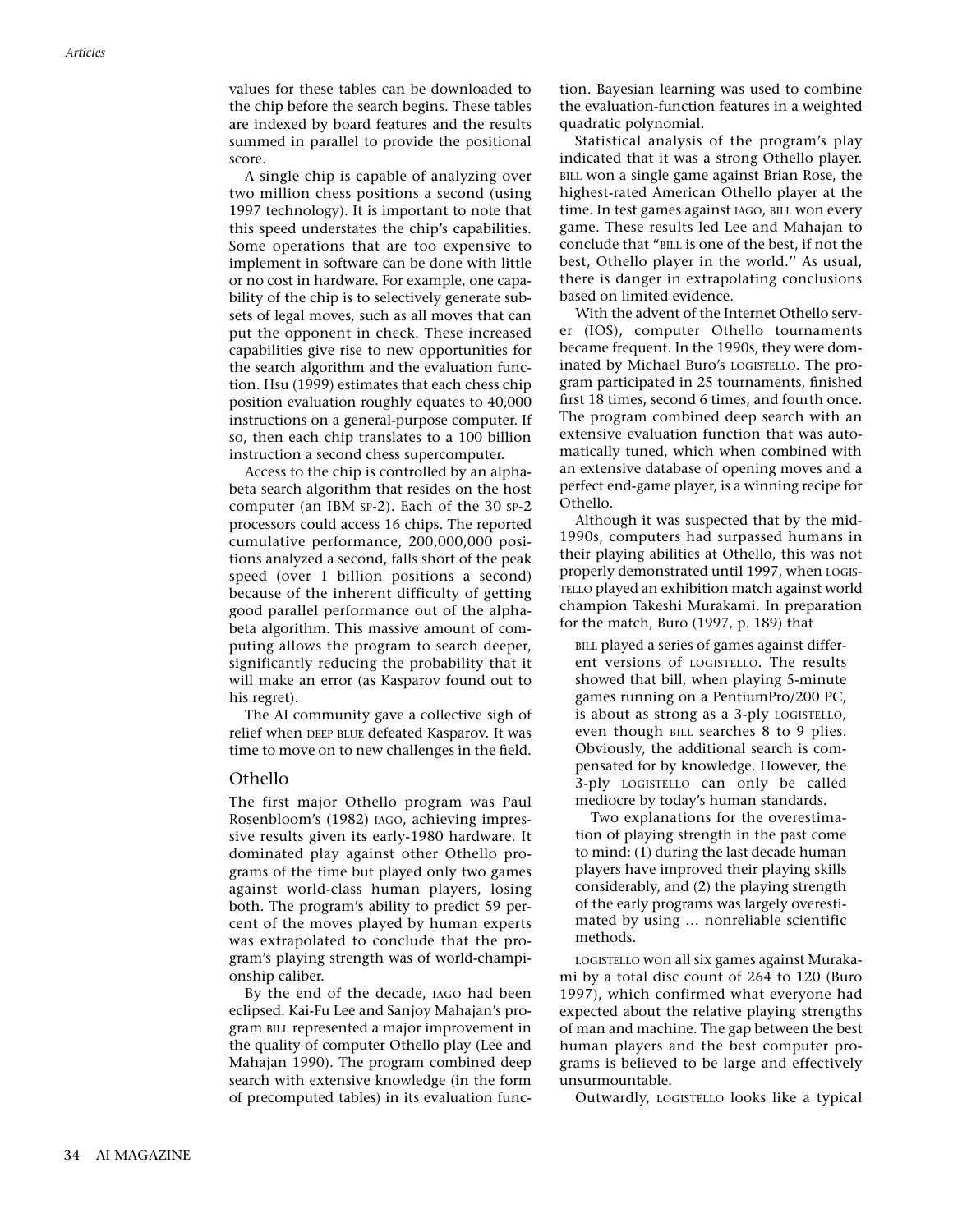values for these tables can be downloaded to the chip before the search begins. These tables are indexed by board features and the results summed in parallel to provide the positional score.

A single chip is capable of analyzing over two million chess positions a second (using 1997 technology). It is important to note that this speed understates the chip's capabilities. Some operations that are too expensive to implement in software can be done with little or no cost in hardware. For example, one capability of the chip is to selectively generate subsets of legal moves, such as all moves that can put the opponent in check. These increased capabilities give rise to new opportunities for the search algorithm and the evaluation function. Hsu (1999) estimates that each chess chip position evaluation roughly equates to 40,000 instructions on a general-purpose computer. If so, then each chip translates to a 100 billion instruction a second chess supercomputer.

Access to the chip is controlled by an alpha-beta search algorithm that resides on the host computer (an IBM SP-2). Each of the 30 SP-2 processors could access 16 chips. The reported cumulative performance, 200,000,000 positions analyzed a second, falls short of the peak speed (over 1 billion positions a second) because of the inherent difficulty of getting good parallel performance out of the alpha-beta algorithm. This massive amount of computing allows the program to search deeper, significantly reducing the probability that it will make an error (as Kasparov found out to his regret).

The AI community gave a collective sigh of relief when DEEP BLUE defeated Kasparov. It was time to move on to new challenges in the field.

## Othello

The first major Othello program was Paul Rosenbloom's (1982) IAGO, achieving impressive results given its early-1980 hardware. It dominated play against other Othello programs of the time but played only two games against world-class human players, losing both. The program's ability to predict 59 percent of the moves played by human experts was extrapolated to conclude that the program's playing strength was of world-championship caliber.

By the end of the decade, IAGO had been eclipsed. Kai-Fu Lee and Sanjoy Mahajan's program BILL represented a major improvement in the quality of computer Othello play (Lee and Mahajan 1990). The program combined deep search with extensive knowledge (in the form of precomputed tables) in its evaluation function. Bayesian learning was used to combine the evaluation-function features in a weighted quadratic polynomial.

Statistical analysis of the program's play indicated that it was a strong Othello player. BILL won a single game against Brian Rose, the highest-rated American Othello player at the time. In test games against IAGO, BILL won every game. These results led Lee and Mahajan to conclude that "BILL is one of the best, if not the best, Othello player in the world." As usual, there is danger in extrapolating conclusions based on limited evidence.

With the advent of the Internet Othello server (IOS), computer Othello tournaments became frequent. In the 1990s, they were dominated by Michael Buro's LOGISTELLO. The program participated in 25 tournaments, finished first 18 times, second 6 times, and fourth once. The program combined deep search with an extensive evaluation function that was automatically tuned, which when combined with an extensive database of opening moves and a perfect end-game player, is a winning recipe for Othello.

Although it was suspected that by the mid-1990s, computers had surpassed humans in their playing abilities at Othello, this was not properly demonstrated until 1997, when LOGISTELLO played an exhibition match against world champion Takeshi Murakami. In preparation for the match, Buro (1997, p. 189) that

> BILL played a series of games against different versions of LOGISTELLO. The results showed that bill, when playing 5-minute games running on a PentiumPro/200 PC, is about as strong as a 3-ply LOGISTELLO, even though BILL searches 8 to 9 plies. Obviously, the additional search is compensated for by knowledge. However, the 3-ply LOGISTELLO can only be called mediocre by today's human standards.
>
> Two explanations for the overestimation of playing strength in the past come to mind: (1) during the last decade human players have improved their playing skills considerably, and (2) the playing strength of the early programs was largely overestimated by using … nonreliable scientific methods.

LOGISTELLO won all six games against Murakami by a total disc count of 264 to 120 (Buro 1997), which confirmed what everyone had expected about the relative playing strengths of man and machine. The gap between the best human players and the best computer programs is believed to be large and effectively unsurmountable.

Outwardly, LOGISTELLO looks like a typical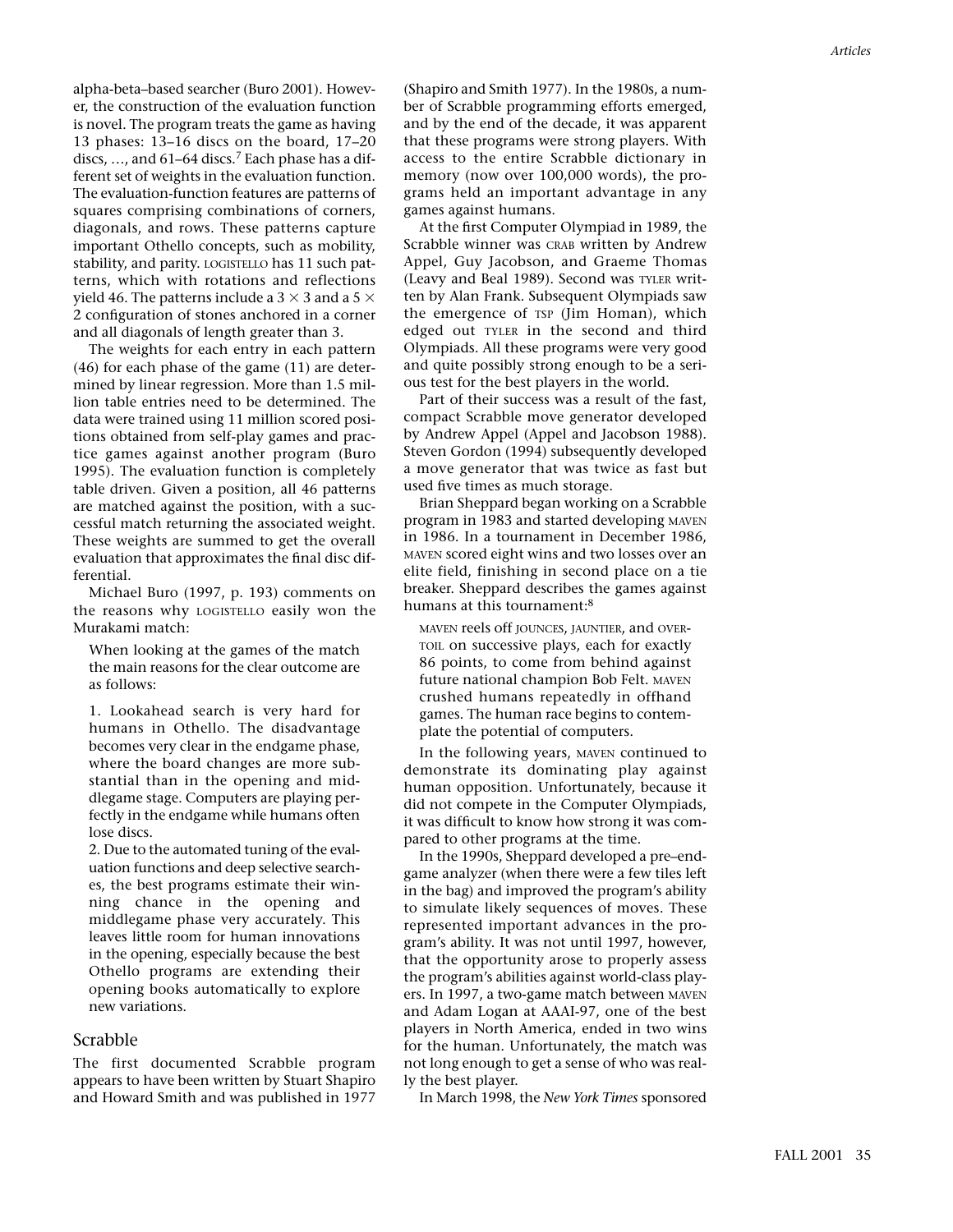alpha-beta–based searcher (Buro 2001). However, the construction of the evaluation function is novel. The program treats the game as having 13 phases: 13–16 discs on the board, 17–20 discs, …, and 61–64 discs.[7] Each phase has a different set of weights in the evaluation function. The evaluation-function features are patterns of squares comprising combinations of corners, diagonals, and rows. These patterns capture important Othello concepts, such as mobility, stability, and parity. LOGISTELLO has 11 such patterns, which with rotations and reflections yield 46. The patterns include a $3 \times 3$ and a $5 \times 2$ configuration of stones anchored in a corner and all diagonals of length greater than 3.

The weights for each entry in each pattern (46) for each phase of the game (11) are determined by linear regression. More than 1.5 million table entries need to be determined. The data were trained using 11 million scored positions obtained from self-play games and practice games against another program (Buro 1995). The evaluation function is completely table driven. Given a position, all 46 patterns are matched against the position, with a successful match returning the associated weight. These weights are summed to get the overall evaluation that approximates the final disc differential.

Michael Buro (1997, p. 193) comments on the reasons why LOGISTELLO easily won the Murakami match:

> When looking at the games of the match the main reasons for the clear outcome are as follows:
>
> 1. Lookahead search is very hard for humans in Othello. The disadvantage becomes very clear in the endgame phase, where the board changes are more substantial than in the opening and middlegame stage. Computers are playing perfectly in the endgame while humans often lose discs.
>
> 2. Due to the automated tuning of the evaluation functions and deep selective searches, the best programs estimate their winning chance in the opening and middlegame phase very accurately. This leaves little room for human innovations in the opening, especially because the best Othello programs are extending their opening books automatically to explore new variations.

## Scrabble

The first documented Scrabble program appears to have been written by Stuart Shapiro and Howard Smith and was published in 1977 (Shapiro and Smith 1977). In the 1980s, a number of Scrabble programming efforts emerged, and by the end of the decade, it was apparent that these programs were strong players. With access to the entire Scrabble dictionary in memory (now over 100,000 words), the programs held an important advantage in any games against humans.

At the first Computer Olympiad in 1989, the Scrabble winner was CRAB written by Andrew Appel, Guy Jacobson, and Graeme Thomas (Leavy and Beal 1989). Second was TYLER written by Alan Frank. Subsequent Olympiads saw the emergence of TSP (Jim Homan), which edged out TYLER in the second and third Olympiads. All these programs were very good and quite possibly strong enough to be a serious test for the best players in the world.

Part of their success was a result of the fast, compact Scrabble move generator developed by Andrew Appel (Appel and Jacobson 1988). Steven Gordon (1994) subsequently developed a move generator that was twice as fast but used five times as much storage.

Brian Sheppard began working on a Scrabble program in 1983 and started developing MAVEN in 1986. In a tournament in December 1986, MAVEN scored eight wins and two losses over an elite field, finishing in second place on a tie breaker. Sheppard describes the games against humans at this tournament:[8]

> MAVEN reels off JOUNCES, JAUNTIER, and OVERTOIL on successive plays, each for exactly 86 points, to come from behind against future national champion Bob Felt. MAVEN crushed humans repeatedly in offhand games. The human race begins to contemplate the potential of computers.

In the following years, MAVEN continued to demonstrate its dominating play against human opposition. Unfortunately, because it did not compete in the Computer Olympiads, it was difficult to know how strong it was compared to other programs at the time.

In the 1990s, Sheppard developed a pre–endgame analyzer (when there were a few tiles left in the bag) and improved the program's ability to simulate likely sequences of moves. These represented important advances in the program's ability. It was not until 1997, however, that the opportunity arose to properly assess the program's abilities against world-class players. In 1997, a two-game match between MAVEN and Adam Logan at AAAI-97, one of the best players in North America, ended in two wins for the human. Unfortunately, the match was not long enough to get a sense of who was really the best player.

In March 1998, the *New York Times* sponsored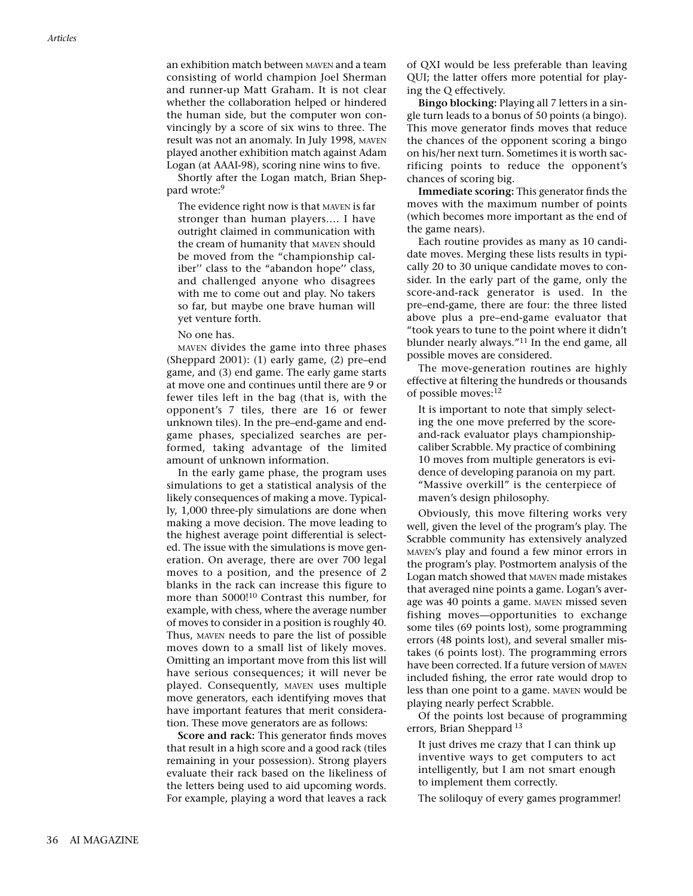an exhibition match between MAVEN and a team consisting of world champion Joel Sherman and runner-up Matt Graham. It is not clear whether the collaboration helped or hindered the human side, but the computer won convincingly by a score of six wins to three. The result was not an anomaly. In July 1998, MAVEN played another exhibition match against Adam Logan (at AAAI-98), scoring nine wins to five.

Shortly after the Logan match, Brian Sheppard wrote:[9]

> The evidence right now is that MAVEN is far stronger than human players.... I have outright claimed in communication with the cream of humanity that MAVEN should be moved from the "championship caliber'' class to the "abandon hope'' class, and challenged anyone who disagrees with me to come out and play. No takers so far, but maybe one brave human will yet venture forth.

No one has.

MAVEN divides the game into three phases (Sheppard 2001): (1) early game, (2) pre–end game, and (3) end game. The early game starts at move one and continues until there are 9 or fewer tiles left in the bag (that is, with the opponent's 7 tiles, there are 16 or fewer unknown tiles). In the pre–end-game and end-game phases, specialized searches are performed, taking advantage of the limited amount of unknown information.

In the early game phase, the program uses simulations to get a statistical analysis of the likely consequences of making a move. Typically, 1,000 three-ply simulations are done when making a move decision. The move leading to the highest average point differential is selected. The issue with the simulations is move generation. On average, there are over 700 legal moves to a position, and the presence of 2 blanks in the rack can increase this figure to more than 5000![10] Contrast this number, for example, with chess, where the average number of moves to consider in a position is roughly 40. Thus, MAVEN needs to pare the list of possible moves down to a small list of likely moves. Omitting an important move from this list will have serious consequences; it will never be played. Consequently, MAVEN uses multiple move generators, each identifying moves that have important features that merit consideration. These move generators are as follows:

**Score and rack:** This generator finds moves that result in a high score and a good rack (tiles remaining in your possession). Strong players evaluate their rack based on the likeliness of the letters being used to aid upcoming words. For example, playing a word that leaves a rack of QXI would be less preferable than leaving QUI; the latter offers more potential for playing the Q effectively.

**Bingo blocking:** Playing all 7 letters in a single turn leads to a bonus of 50 points (a bingo). This move generator finds moves that reduce the chances of the opponent scoring a bingo on his/her next turn. Sometimes it is worth sacrificing points to reduce the opponent's chances of scoring big.

**Immediate scoring:** This generator finds the moves with the maximum number of points (which becomes more important as the end of the game nears).

Each routine provides as many as 10 candidate moves. Merging these lists results in typically 20 to 30 unique candidate moves to consider. In the early part of the game, only the score-and-rack generator is used. In the pre–end-game, there are four: the three listed above plus a pre–end-game evaluator that "took years to tune to the point where it didn't blunder nearly always."[11] In the end game, all possible moves are considered.

The move-generation routines are highly effective at filtering the hundreds or thousands of possible moves:[12]

> It is important to note that simply selecting the one move preferred by the score-and-rack evaluator plays championship-caliber Scrabble. My practice of combining 10 moves from multiple generators is evidence of developing paranoia on my part. "Massive overkill" is the centerpiece of maven's design philosophy.

Obviously, this move filtering works very well, given the level of the program's play. The Scrabble community has extensively analyzed MAVEN's play and found a few minor errors in the program's play. Postmortem analysis of the Logan match showed that MAVEN made mistakes that averaged nine points a game. Logan's average was 40 points a game. MAVEN missed seven fishing moves—opportunities to exchange some tiles (69 points lost), some programming errors (48 points lost), and several smaller mistakes (6 points lost). The programming errors have been corrected. If a future version of MAVEN included fishing, the error rate would drop to less than one point to a game. MAVEN would be playing nearly perfect Scrabble.

Of the points lost because of programming errors, Brian Sheppard [13]

> It just drives me crazy that I can think up inventive ways to get computers to act intelligently, but I am not smart enough to implement them correctly.

The soliloquy of every games programmer!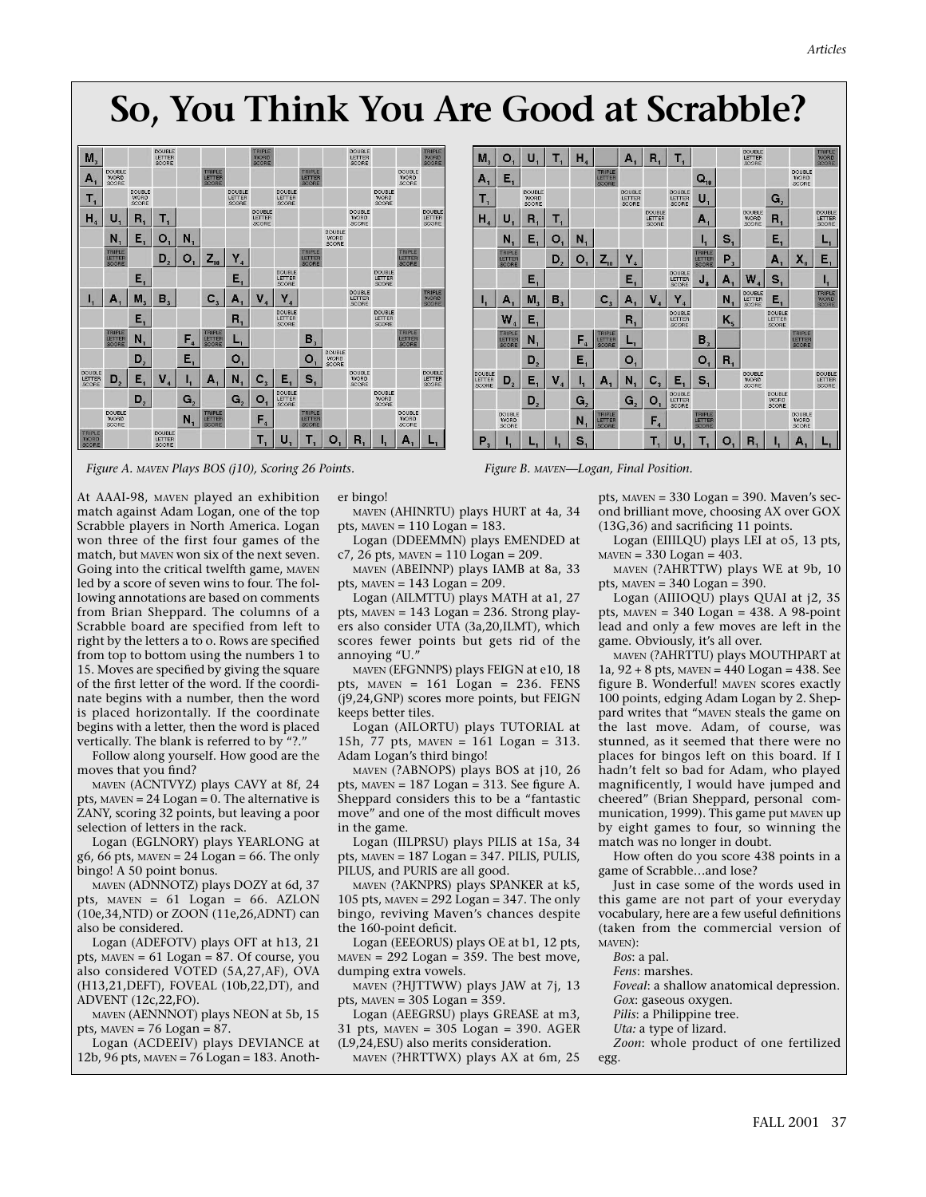# So, You Think You Are Good at Scrabble?

*Figure A. MAVEN Plays BOS (j10), Scoring 26 Points.*

*Figure B. MAVEN—Logan, Final Position.*

At AAAI-98, MAVEN played an exhibition match against Adam Logan, one of the top Scrabble players in North America. Logan won three of the first four games of the match, but MAVEN won six of the next seven. Going into the critical twelfth game, MAVEN led by a score of seven wins to four. The following annotations are based on comments from Brian Sheppard. The columns of a Scrabble board are specified from left to right by the letters a to o. Rows are specified from top to bottom using the numbers 1 to 15. Moves are specified by giving the square of the first letter of the word. If the coordinate begins with a number, then the word is placed horizontally. If the coordinate begins with a letter, then the word is placed vertically. The blank is referred to by "?."

Follow along yourself. How good are the moves that you find?

MAVEN (ACNTVYZ) plays CAVY at 8f, 24 pts, MAVEN = 24 Logan = 0. The alternative is ZANY, scoring 32 points, but leaving a poor selection of letters in the rack.

Logan (EGLNORY) plays YEARLONG at g6, 66 pts, MAVEN = 24 Logan = 66. The only bingo! A 50 point bonus.

MAVEN (ADNNOTZ) plays DOZY at 6d, 37 pts, MAVEN = 61 Logan = 66. AZLON (10e,34,NTD) or ZOON (11e,26,ADNT) can also be considered.

Logan (ADEFOTV) plays OFT at h13, 21 pts, MAVEN = 61 Logan = 87. Of course, you also considered VOTED (5A,27,AF), OVA (H13,21,DEFT), FOVEAL (10b,22,DT), and ADVENT (12c,22,FO).

MAVEN (AENNNOT) plays NEON at 5b, 15 pts, MAVEN = 76 Logan = 87.

Logan (ACDEEIV) plays DEVIANCE at 12b, 96 pts, MAVEN = 76 Logan = 183. Another bingo!

MAVEN (AHINRTU) plays HURT at 4a, 34 pts, MAVEN = 110 Logan = 183.

Logan (DDEEMMN) plays EMENDED at c7, 26 pts, MAVEN = 110 Logan = 209.

MAVEN (ABEINNP) plays IAMB at 8a, 33 pts, MAVEN = 143 Logan = 209.

Logan (AILMTTU) plays MATH at a1, 27 pts, MAVEN = 143 Logan = 236. Strong players also consider UTA (3a,20,ILMT), which scores fewer points but gets rid of the annoying "U."

MAVEN (EFGNNPS) plays FEIGN at e10, 18 pts, MAVEN = 161 Logan = 236. FENS (j9,24,GNP) scores more points, but FEIGN keeps better tiles.

Logan (AILORTU) plays TUTORIAL at 15h, 77 pts, MAVEN = 161 Logan = 313. Adam Logan's third bingo!

MAVEN (?ABNOPS) plays BOS at j10, 26 pts, MAVEN = 187 Logan = 313. See figure A. Sheppard considers this to be a "fantastic move" and one of the most difficult moves in the game.

Logan (IILPRSU) plays PILIS at 15a, 34 pts, MAVEN = 187 Logan = 347. PILIS, PULIS, PILUS, and PURIS are all good.

MAVEN (?AKNPRS) plays SPANKER at k5, 105 pts, MAVEN = 292 Logan = 347. The only bingo, reviving Maven's chances despite the 160-point deficit.

Logan (EEEORUS) plays OE at b1, 12 pts, MAVEN = 292 Logan = 359. The best move, dumping extra vowels.

MAVEN (?HJTTWW) plays JAW at 7j, 13 pts, MAVEN = 305 Logan = 359.

Logan (AEEGRSU) plays GREASE at m3, 31 pts, MAVEN = 305 Logan = 390. AGER (L9,24,ESU) also merits consideration.

MAVEN (?HRTTWX) plays AX at 6m, 25 pts, MAVEN = 330 Logan = 390. Maven's second brilliant move, choosing AX over GOX (13G,36) and sacrificing 11 points.

Logan (EIIILQU) plays LEI at o5, 13 pts, MAVEN = 330 Logan = 403.

MAVEN (?AHRTTW) plays WE at 9b, 10 pts, MAVEN = 340 Logan = 390.

Logan (AIIIOQU) plays QUAI at j2, 35 pts, MAVEN = 340 Logan = 438. A 98-point lead and only a few moves are left in the game. Obviously, it's all over.

MAVEN (?AHRTTU) plays MOUTHPART at 1a, 92 + 8 pts, MAVEN = 440 Logan = 438. See figure B. Wonderful! MAVEN scores exactly 100 points, edging Adam Logan by 2. Sheppard writes that "MAVEN steals the game on the last move. Adam, of course, was stunned, as it seemed that there were no places for bingos left on this board. If I hadn't felt so bad for Adam, who played magnificently, I would have jumped and cheered" (Brian Sheppard, personal communication, 1999). This game put MAVEN up by eight games to four, so winning the match was no longer in doubt.

How often do you score 438 points in a game of Scrabble…and lose?

Just in case some of the words used in this game are not part of your everyday vocabulary, here are a few useful definitions (taken from the commercial version of MAVEN):

*Bos*: a pal.
*Fens*: marshes.
*Foveal*: a shallow anatomical depression.
*Gox*: gaseous oxygen.
*Pilis*: a Philippine tree.
*Uta:* a type of lizard.
*Zoon*: whole product of one fertilized egg.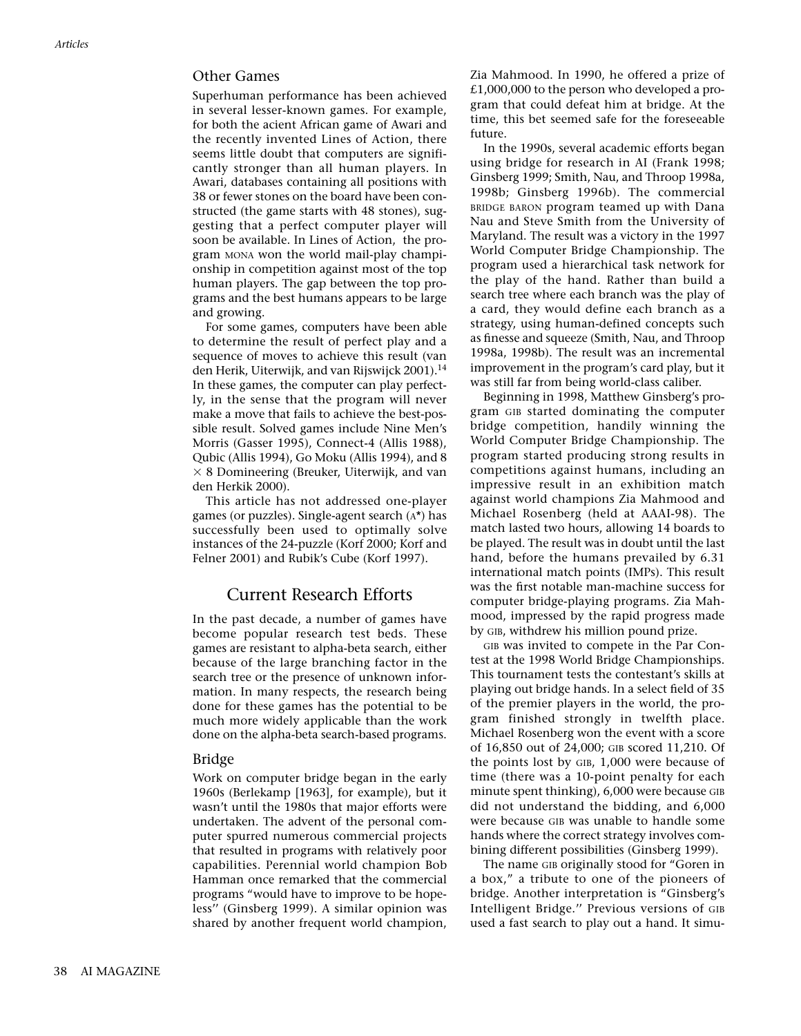## Other Games

Superhuman performance has been achieved in several lesser-known games. For example, for both the acient African game of Awari and the recently invented Lines of Action, there seems little doubt that computers are significantly stronger than all human players. In Awari, databases containing all positions with 38 or fewer stones on the board have been constructed (the game starts with 48 stones), suggesting that a perfect computer player will soon be available. In Lines of Action, the program MONA won the world mail-play championship in competition against most of the top human players. The gap between the top programs and the best humans appears to be large and growing.

For some games, computers have been able to determine the result of perfect play and a sequence of moves to achieve this result (van den Herik, Uiterwijk, and van Rijswijck 2001).[14] In these games, the computer can play perfectly, in the sense that the program will never make a move that fails to achieve the best-possible result. Solved games include Nine Men's Morris (Gasser 1995), Connect-4 (Allis 1988), Qubic (Allis 1994), Go Moku (Allis 1994), and 8 × 8 Domineering (Breuker, Uiterwijk, and van den Herkik 2000).

This article has not addressed one-player games (or puzzles). Single-agent search (A*) has successfully been used to optimally solve instances of the 24-puzzle (Korf 2000; Korf and Felner 2001) and Rubik's Cube (Korf 1997).

# Current Research Efforts

In the past decade, a number of games have become popular research test beds. These games are resistant to alpha-beta search, either because of the large branching factor in the search tree or the presence of unknown information. In many respects, the research being done for these games has the potential to be much more widely applicable than the work done on the alpha-beta search-based programs.

## Bridge

Work on computer bridge began in the early 1960s (Berlekamp [1963], for example), but it wasn't until the 1980s that major efforts were undertaken. The advent of the personal computer spurred numerous commercial projects that resulted in programs with relatively poor capabilities. Perennial world champion Bob Hamman once remarked that the commercial programs "would have to improve to be hopeless'' (Ginsberg 1999). A similar opinion was shared by another frequent world champion, Zia Mahmood. In 1990, he offered a prize of £1,000,000 to the person who developed a program that could defeat him at bridge. At the time, this bet seemed safe for the foreseeable future.

In the 1990s, several academic efforts began using bridge for research in AI (Frank 1998; Ginsberg 1999; Smith, Nau, and Throop 1998a, 1998b; Ginsberg 1996b). The commercial BRIDGE BARON program teamed up with Dana Nau and Steve Smith from the University of Maryland. The result was a victory in the 1997 World Computer Bridge Championship. The program used a hierarchical task network for the play of the hand. Rather than build a search tree where each branch was the play of a card, they would define each branch as a strategy, using human-defined concepts such as finesse and squeeze (Smith, Nau, and Throop 1998a, 1998b). The result was an incremental improvement in the program's card play, but it was still far from being world-class caliber.

Beginning in 1998, Matthew Ginsberg's program GIB started dominating the computer bridge competition, handily winning the World Computer Bridge Championship. The program started producing strong results in competitions against humans, including an impressive result in an exhibition match against world champions Zia Mahmood and Michael Rosenberg (held at AAAI-98). The match lasted two hours, allowing 14 boards to be played. The result was in doubt until the last hand, before the humans prevailed by 6.31 international match points (IMPs). This result was the first notable man-machine success for computer bridge-playing programs. Zia Mahmood, impressed by the rapid progress made by GIB, withdrew his million pound prize.

GIB was invited to compete in the Par Contest at the 1998 World Bridge Championships. This tournament tests the contestant's skills at playing out bridge hands. In a select field of 35 of the premier players in the world, the program finished strongly in twelfth place. Michael Rosenberg won the event with a score of 16,850 out of 24,000; GIB scored 11,210. Of the points lost by GIB, 1,000 were because of time (there was a 10-point penalty for each minute spent thinking), 6,000 were because GIB did not understand the bidding, and 6,000 were because GIB was unable to handle some hands where the correct strategy involves combining different possibilities (Ginsberg 1999).

The name GIB originally stood for "Goren in a box," a tribute to one of the pioneers of bridge. Another interpretation is "Ginsberg's Intelligent Bridge.'' Previous versions of GIB used a fast search to play out a hand. It simu-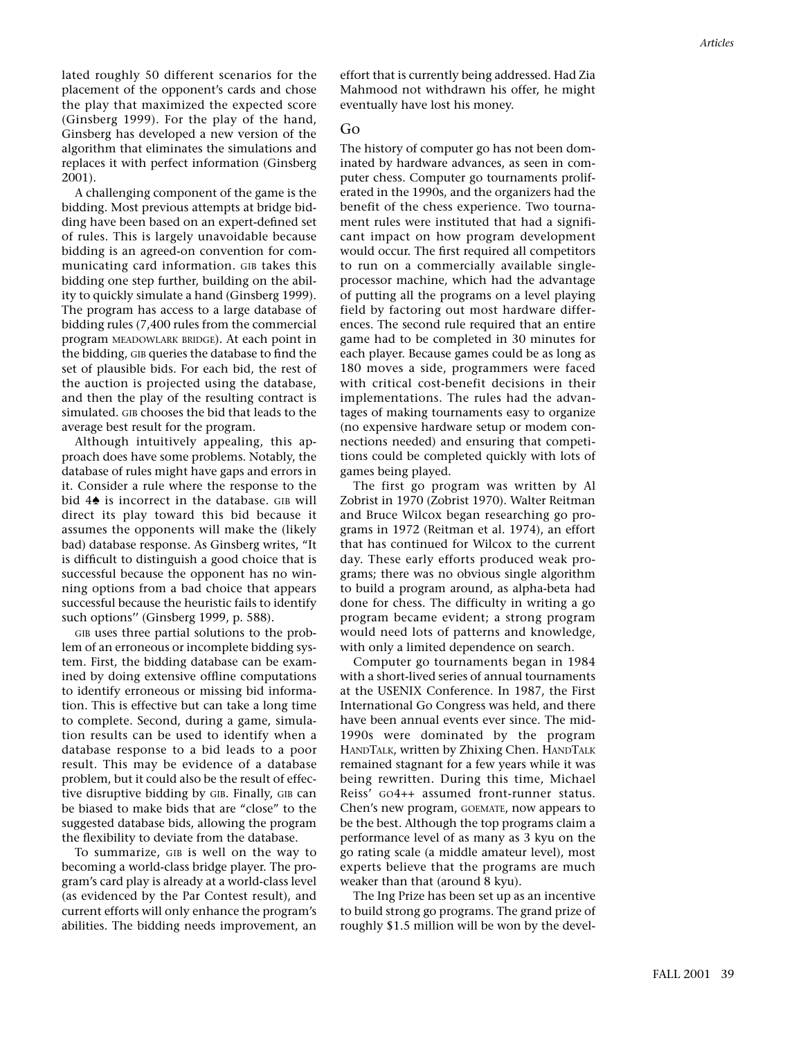lated roughly 50 different scenarios for the placement of the opponent's cards and chose the play that maximized the expected score (Ginsberg 1999). For the play of the hand, Ginsberg has developed a new version of the algorithm that eliminates the simulations and replaces it with perfect information (Ginsberg 2001).

A challenging component of the game is the bidding. Most previous attempts at bridge bidding have been based on an expert-defined set of rules. This is largely unavoidable because bidding is an agreed-on convention for communicating card information. GIB takes this bidding one step further, building on the ability to quickly simulate a hand (Ginsberg 1999). The program has access to a large database of bidding rules (7,400 rules from the commercial program MEADOWLARK BRIDGE). At each point in the bidding, GIB queries the database to find the set of plausible bids. For each bid, the rest of the auction is projected using the database, and then the play of the resulting contract is simulated. GIB chooses the bid that leads to the average best result for the program.

Although intuitively appealing, this approach does have some problems. Notably, the database of rules might have gaps and errors in it. Consider a rule where the response to the bid 4♠ is incorrect in the database. GIB will direct its play toward this bid because it assumes the opponents will make the (likely bad) database response. As Ginsberg writes, "It is difficult to distinguish a good choice that is successful because the opponent has no winning options from a bad choice that appears successful because the heuristic fails to identify such options" (Ginsberg 1999, p. 588).

GIB uses three partial solutions to the problem of an erroneous or incomplete bidding system. First, the bidding database can be examined by doing extensive offline computations to identify erroneous or missing bid information. This is effective but can take a long time to complete. Second, during a game, simulation results can be used to identify when a database response to a bid leads to a poor result. This may be evidence of a database problem, but it could also be the result of effective disruptive bidding by GIB. Finally, GIB can be biased to make bids that are "close" to the suggested database bids, allowing the program the flexibility to deviate from the database.

To summarize, GIB is well on the way to becoming a world-class bridge player. The program's card play is already at a world-class level (as evidenced by the Par Contest result), and current efforts will only enhance the program's abilities. The bidding needs improvement, an effort that is currently being addressed. Had Zia Mahmood not withdrawn his offer, he might eventually have lost his money.

## Go

The history of computer go has not been dominated by hardware advances, as seen in computer chess. Computer go tournaments proliferated in the 1990s, and the organizers had the benefit of the chess experience. Two tournament rules were instituted that had a significant impact on how program development would occur. The first required all competitors to run on a commercially available single-processor machine, which had the advantage of putting all the programs on a level playing field by factoring out most hardware differences. The second rule required that an entire game had to be completed in 30 minutes for each player. Because games could be as long as 180 moves a side, programmers were faced with critical cost-benefit decisions in their implementations. The rules had the advantages of making tournaments easy to organize (no expensive hardware setup or modem connections needed) and ensuring that competitions could be completed quickly with lots of games being played.

The first go program was written by Al Zobrist in 1970 (Zobrist 1970). Walter Reitman and Bruce Wilcox began researching go programs in 1972 (Reitman et al. 1974), an effort that has continued for Wilcox to the current day. These early efforts produced weak programs; there was no obvious single algorithm to build a program around, as alpha-beta had done for chess. The difficulty in writing a go program became evident; a strong program would need lots of patterns and knowledge, with only a limited dependence on search.

Computer go tournaments began in 1984 with a short-lived series of annual tournaments at the USENIX Conference. In 1987, the First International Go Congress was held, and there have been annual events ever since. The mid-1990s were dominated by the program HANDTALK, written by Zhixing Chen. HANDTALK remained stagnant for a few years while it was being rewritten. During this time, Michael Reiss' GO4++ assumed front-runner status. Chen's new program, GOEMATE, now appears to be the best. Although the top programs claim a performance level of as many as 3 kyu on the go rating scale (a middle amateur level), most experts believe that the programs are much weaker than that (around 8 kyu).

The Ing Prize has been set up as an incentive to build strong go programs. The grand prize of roughly $1.5 million will be won by the devel-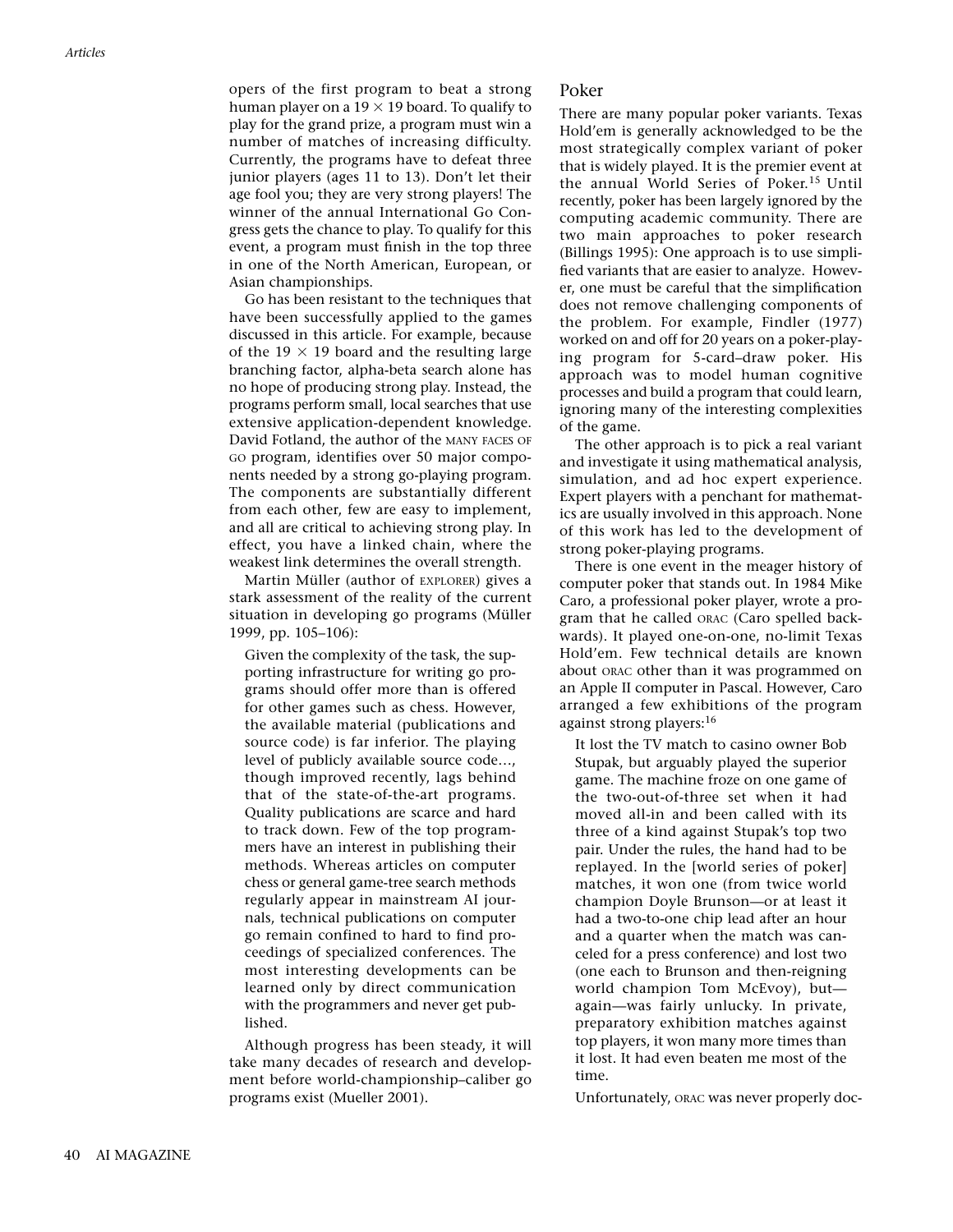opers of the first program to beat a strong human player on a $19 \times 19$ board. To qualify to play for the grand prize, a program must win a number of matches of increasing difficulty. Currently, the programs have to defeat three junior players (ages 11 to 13). Don't let their age fool you; they are very strong players! The winner of the annual International Go Congress gets the chance to play. To qualify for this event, a program must finish in the top three in one of the North American, European, or Asian championships.

Go has been resistant to the techniques that have been successfully applied to the games discussed in this article. For example, because of the $19 \times 19$ board and the resulting large branching factor, alpha-beta search alone has no hope of producing strong play. Instead, the programs perform small, local searches that use extensive application-dependent knowledge. David Fotland, the author of the MANY FACES OF GO program, identifies over 50 major components needed by a strong go-playing program. The components are substantially different from each other, few are easy to implement, and all are critical to achieving strong play. In effect, you have a linked chain, where the weakest link determines the overall strength.

Martin Müller (author of EXPLORER) gives a stark assessment of the reality of the current situation in developing go programs (Müller 1999, pp. 105–106):

> Given the complexity of the task, the supporting infrastructure for writing go programs should offer more than is offered for other games such as chess. However, the available material (publications and source code) is far inferior. The playing level of publicly available source code…, though improved recently, lags behind that of the state-of-the-art programs. Quality publications are scarce and hard to track down. Few of the top programmers have an interest in publishing their methods. Whereas articles on computer chess or general game-tree search methods regularly appear in mainstream AI journals, technical publications on computer go remain confined to hard to find proceedings of specialized conferences. The most interesting developments can be learned only by direct communication with the programmers and never get published.

Although progress has been steady, it will take many decades of research and development before world-championship–caliber go programs exist (Mueller 2001).

## Poker

There are many popular poker variants. Texas Hold'em is generally acknowledged to be the most strategically complex variant of poker that is widely played. It is the premier event at the annual World Series of Poker.[15] Until recently, poker has been largely ignored by the computing academic community. There are two main approaches to poker research (Billings 1995): One approach is to use simplified variants that are easier to analyze. However, one must be careful that the simplification does not remove challenging components of the problem. For example, Findler (1977) worked on and off for 20 years on a poker-playing program for 5-card–draw poker. His approach was to model human cognitive processes and build a program that could learn, ignoring many of the interesting complexities of the game.

The other approach is to pick a real variant and investigate it using mathematical analysis, simulation, and ad hoc expert experience. Expert players with a penchant for mathematics are usually involved in this approach. None of this work has led to the development of strong poker-playing programs.

There is one event in the meager history of computer poker that stands out. In 1984 Mike Caro, a professional poker player, wrote a program that he called ORAC (Caro spelled backwards). It played one-on-one, no-limit Texas Hold'em. Few technical details are known about ORAC other than it was programmed on an Apple II computer in Pascal. However, Caro arranged a few exhibitions of the program against strong players:[16]

> It lost the TV match to casino owner Bob Stupak, but arguably played the superior game. The machine froze on one game of the two-out-of-three set when it had moved all-in and been called with its three of a kind against Stupak's top two pair. Under the rules, the hand had to be replayed. In the [world series of poker] matches, it won one (from twice world champion Doyle Brunson—or at least it had a two-to-one chip lead after an hour and a quarter when the match was canceled for a press conference) and lost two (one each to Brunson and then-reigning world champion Tom McEvoy), but—again—was fairly unlucky. In private, preparatory exhibition matches against top players, it won many more times than it lost. It had even beaten me most of the time.

Unfortunately, ORAC was never properly doc-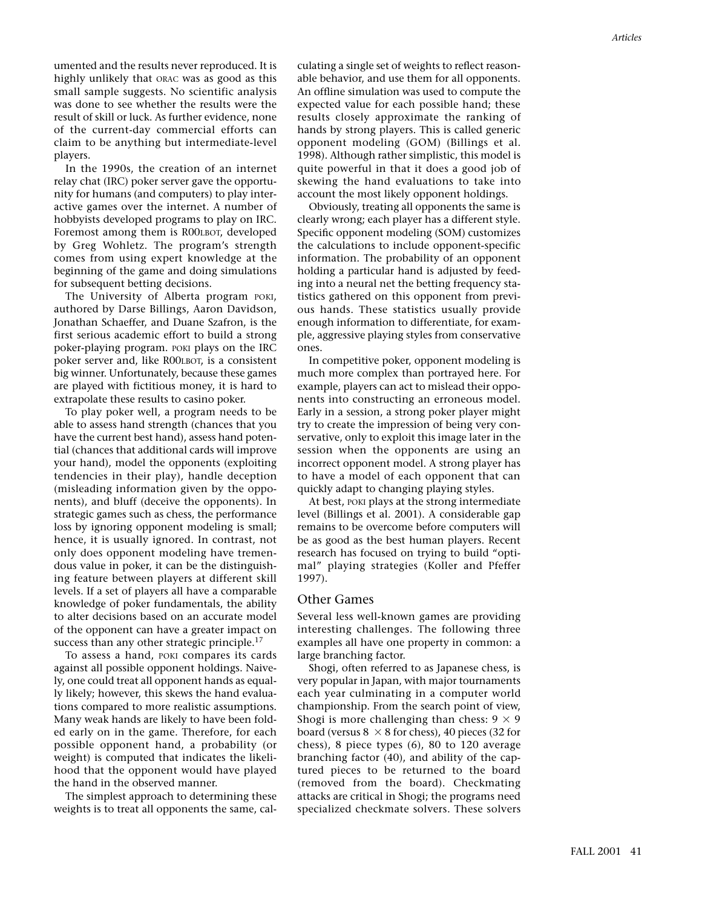umented and the results never reproduced. It is highly unlikely that ORAC was as good as this small sample suggests. No scientific analysis was done to see whether the results were the result of skill or luck. As further evidence, none of the current-day commercial efforts can claim to be anything but intermediate-level players.

In the 1990s, the creation of an internet relay chat (IRC) poker server gave the opportunity for humans (and computers) to play interactive games over the internet. A number of hobbyists developed programs to play on IRC. Foremost among them is R00LBOT, developed by Greg Wohletz. The program's strength comes from using expert knowledge at the beginning of the game and doing simulations for subsequent betting decisions.

The University of Alberta program POKI, authored by Darse Billings, Aaron Davidson, Jonathan Schaeffer, and Duane Szafron, is the first serious academic effort to build a strong poker-playing program. POKI plays on the IRC poker server and, like R00LBOT, is a consistent big winner. Unfortunately, because these games are played with fictitious money, it is hard to extrapolate these results to casino poker.

To play poker well, a program needs to be able to assess hand strength (chances that you have the current best hand), assess hand potential (chances that additional cards will improve your hand), model the opponents (exploiting tendencies in their play), handle deception (misleading information given by the opponents), and bluff (deceive the opponents). In strategic games such as chess, the performance loss by ignoring opponent modeling is small; hence, it is usually ignored. In contrast, not only does opponent modeling have tremendous value in poker, it can be the distinguishing feature between players at different skill levels. If a set of players all have a comparable knowledge of poker fundamentals, the ability to alter decisions based on an accurate model of the opponent can have a greater impact on success than any other strategic principle.[17]

To assess a hand, POKI compares its cards against all possible opponent holdings. Naively, one could treat all opponent hands as equally likely; however, this skews the hand evaluations compared to more realistic assumptions. Many weak hands are likely to have been folded early on in the game. Therefore, for each possible opponent hand, a probability (or weight) is computed that indicates the likelihood that the opponent would have played the hand in the observed manner.

The simplest approach to determining these weights is to treat all opponents the same, calculating a single set of weights to reflect reasonable behavior, and use them for all opponents. An offline simulation was used to compute the expected value for each possible hand; these results closely approximate the ranking of hands by strong players. This is called generic opponent modeling (GOM) (Billings et al. 1998). Although rather simplistic, this model is quite powerful in that it does a good job of skewing the hand evaluations to take into account the most likely opponent holdings.

Obviously, treating all opponents the same is clearly wrong; each player has a different style. Specific opponent modeling (SOM) customizes the calculations to include opponent-specific information. The probability of an opponent holding a particular hand is adjusted by feeding into a neural net the betting frequency statistics gathered on this opponent from previous hands. These statistics usually provide enough information to differentiate, for example, aggressive playing styles from conservative ones.

In competitive poker, opponent modeling is much more complex than portrayed here. For example, players can act to mislead their opponents into constructing an erroneous model. Early in a session, a strong poker player might try to create the impression of being very conservative, only to exploit this image later in the session when the opponents are using an incorrect opponent model. A strong player has to have a model of each opponent that can quickly adapt to changing playing styles.

At best, POKI plays at the strong intermediate level (Billings et al. 2001). A considerable gap remains to be overcome before computers will be as good as the best human players. Recent research has focused on trying to build "optimal" playing strategies (Koller and Pfeffer 1997).

## Other Games

Several less well-known games are providing interesting challenges. The following three examples all have one property in common: a large branching factor.

Shogi, often referred to as Japanese chess, is very popular in Japan, with major tournaments each year culminating in a computer world championship. From the search point of view, Shogi is more challenging than chess: $9 \times 9$ board (versus $8 \times 8$ for chess), 40 pieces (32 for chess), 8 piece types (6), 80 to 120 average branching factor (40), and ability of the captured pieces to be returned to the board (removed from the board). Checkmating attacks are critical in Shogi; the programs need specialized checkmate solvers. These solvers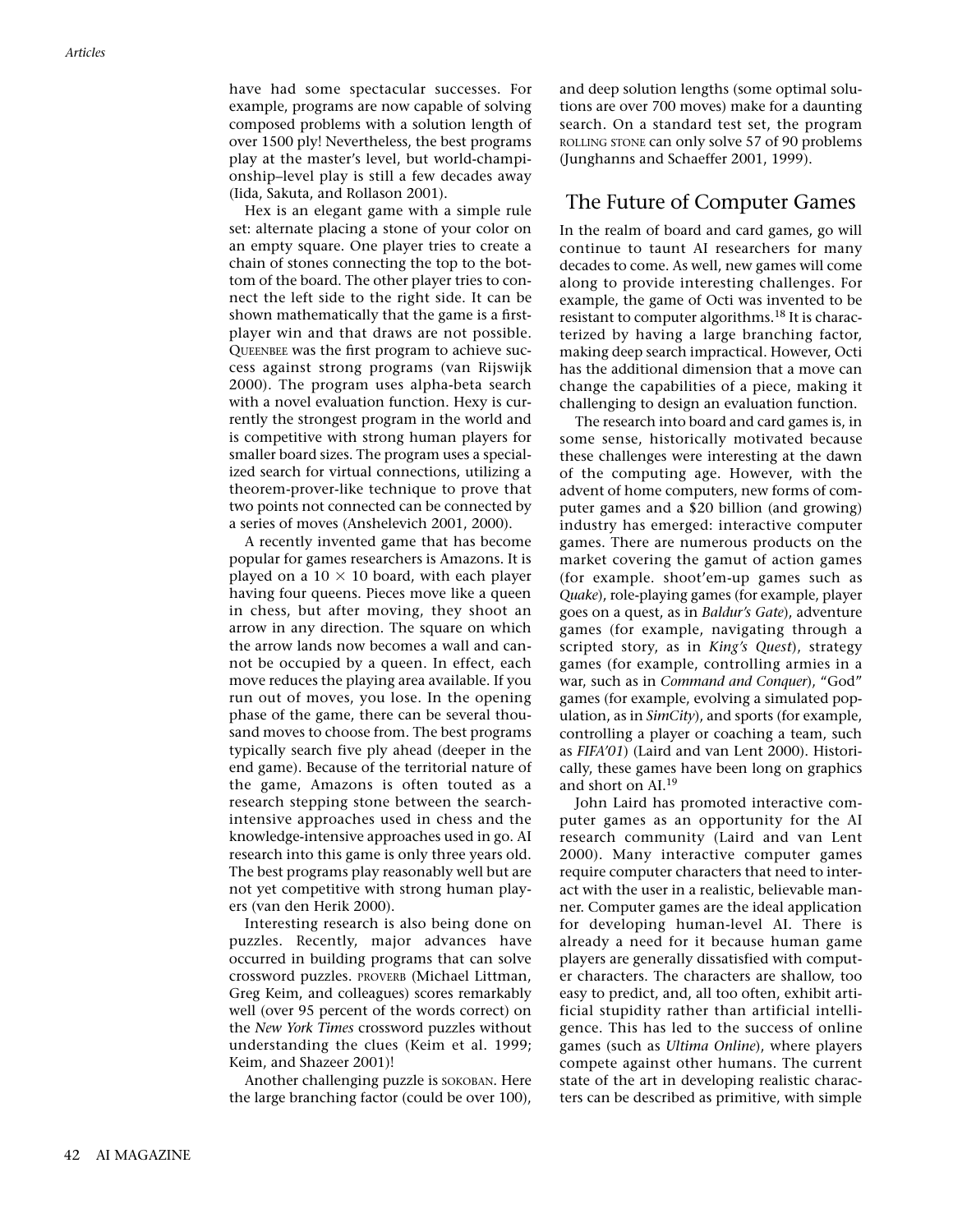have had some spectacular successes. For example, programs are now capable of solving composed problems with a solution length of over 1500 ply! Nevertheless, the best programs play at the master's level, but world-championship–level play is still a few decades away (Iida, Sakuta, and Rollason 2001).

Hex is an elegant game with a simple rule set: alternate placing a stone of your color on an empty square. One player tries to create a chain of stones connecting the top to the bottom of the board. The other player tries to connect the left side to the right side. It can be shown mathematically that the game is a first-player win and that draws are not possible. QUEENBEE was the first program to achieve success against strong programs (van Rijswijk 2000). The program uses alpha-beta search with a novel evaluation function. Hexy is currently the strongest program in the world and is competitive with strong human players for smaller board sizes. The program uses a specialized search for virtual connections, utilizing a theorem-prover-like technique to prove that two points not connected can be connected by a series of moves (Anshelevich 2001, 2000).

A recently invented game that has become popular for games researchers is Amazons. It is played on a $10 \times 10$ board, with each player having four queens. Pieces move like a queen in chess, but after moving, they shoot an arrow in any direction. The square on which the arrow lands now becomes a wall and cannot be occupied by a queen. In effect, each move reduces the playing area available. If you run out of moves, you lose. In the opening phase of the game, there can be several thousand moves to choose from. The best programs typically search five ply ahead (deeper in the end game). Because of the territorial nature of the game, Amazons is often touted as a research stepping stone between the search-intensive approaches used in chess and the knowledge-intensive approaches used in go. AI research into this game is only three years old. The best programs play reasonably well but are not yet competitive with strong human players (van den Herik 2000).

Interesting research is also being done on puzzles. Recently, major advances have occurred in building programs that can solve crossword puzzles. PROVERB (Michael Littman, Greg Keim, and colleagues) scores remarkably well (over 95 percent of the words correct) on the *New York Times* crossword puzzles without understanding the clues (Keim et al. 1999; Keim, and Shazeer 2001)!

Another challenging puzzle is SOKOBAN. Here the large branching factor (could be over 100), and deep solution lengths (some optimal solutions are over 700 moves) make for a daunting search. On a standard test set, the program ROLLING STONE can only solve 57 of 90 problems (Junghanns and Schaeffer 2001, 1999).

## The Future of Computer Games

In the realm of board and card games, go will continue to taunt AI researchers for many decades to come. As well, new games will come along to provide interesting challenges. For example, the game of Octi was invented to be resistant to computer algorithms.[18] It is characterized by having a large branching factor, making deep search impractical. However, Octi has the additional dimension that a move can change the capabilities of a piece, making it challenging to design an evaluation function.

The research into board and card games is, in some sense, historically motivated because these challenges were interesting at the dawn of the computing age. However, with the advent of home computers, new forms of computer games and a $20 billion (and growing) industry has emerged: interactive computer games. There are numerous products on the market covering the gamut of action games (for example. shoot'em-up games such as *Quake*), role-playing games (for example, player goes on a quest, as in *Baldur's Gate*), adventure games (for example, navigating through a scripted story, as in *King's Quest*), strategy games (for example, controlling armies in a war, such as in *Command and Conquer*), "God" games (for example, evolving a simulated population, as in *SimCity*), and sports (for example, controlling a player or coaching a team, such as *FIFA'01*) (Laird and van Lent 2000). Historically, these games have been long on graphics and short on AI.[19]

John Laird has promoted interactive computer games as an opportunity for the AI research community (Laird and van Lent 2000). Many interactive computer games require computer characters that need to interact with the user in a realistic, believable manner. Computer games are the ideal application for developing human-level AI. There is already a need for it because human game players are generally dissatisfied with computer characters. The characters are shallow, too easy to predict, and, all too often, exhibit artificial stupidity rather than artificial intelligence. This has led to the success of online games (such as *Ultima Online*), where players compete against other humans. The current state of the art in developing realistic characters can be described as primitive, with simple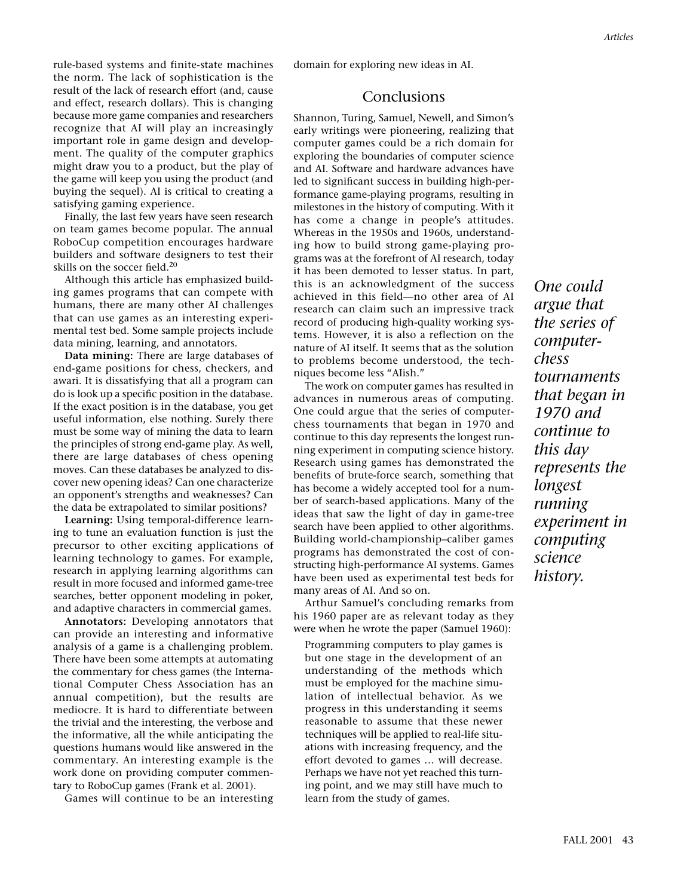rule-based systems and finite-state machines the norm. The lack of sophistication is the result of the lack of research effort (and, cause and effect, research dollars). This is changing because more game companies and researchers recognize that AI will play an increasingly important role in game design and development. The quality of the computer graphics might draw you to a product, but the play of the game will keep you using the product (and buying the sequel). AI is critical to creating a satisfying gaming experience.

Finally, the last few years have seen research on team games become popular. The annual RoboCup competition encourages hardware builders and software designers to test their skills on the soccer field.[20]

Although this article has emphasized building games programs that can compete with humans, there are many other AI challenges that can use games as an interesting experimental test bed. Some sample projects include data mining, learning, and annotators.

**Data mining:** There are large databases of end-game positions for chess, checkers, and awari. It is dissatisfying that all a program can do is look up a specific position in the database. If the exact position is in the database, you get useful information, else nothing. Surely there must be some way of mining the data to learn the principles of strong end-game play. As well, there are large databases of chess opening moves. Can these databases be analyzed to discover new opening ideas? Can one characterize an opponent's strengths and weaknesses? Can the data be extrapolated to similar positions?

**Learning:** Using temporal-difference learning to tune an evaluation function is just the precursor to other exciting applications of learning technology to games. For example, research in applying learning algorithms can result in more focused and informed game-tree searches, better opponent modeling in poker, and adaptive characters in commercial games.

**Annotators:** Developing annotators that can provide an interesting and informative analysis of a game is a challenging problem. There have been some attempts at automating the commentary for chess games (the International Computer Chess Association has an annual competition), but the results are mediocre. It is hard to differentiate between the trivial and the interesting, the verbose and the informative, all the while anticipating the questions humans would like answered in the commentary. An interesting example is the work done on providing computer commentary to RoboCup games (Frank et al. 2001).

Games will continue to be an interesting domain for exploring new ideas in AI.

## Conclusions

Shannon, Turing, Samuel, Newell, and Simon's early writings were pioneering, realizing that computer games could be a rich domain for exploring the boundaries of computer science and AI. Software and hardware advances have led to significant success in building high-performance game-playing programs, resulting in milestones in the history of computing. With it has come a change in people's attitudes. Whereas in the 1950s and 1960s, understanding how to build strong game-playing programs was at the forefront of AI research, today it has been demoted to lesser status. In part, this is an acknowledgment of the success achieved in this field—no other area of AI research can claim such an impressive track record of producing high-quality working systems. However, it is also a reflection on the nature of AI itself. It seems that as the solution to problems become understood, the techniques become less "AIish."

The work on computer games has resulted in advances in numerous areas of computing. One could argue that the series of computer-chess tournaments that began in 1970 and continue to this day represents the longest running experiment in computing science history. Research using games has demonstrated the benefits of brute-force search, something that has become a widely accepted tool for a number of search-based applications. Many of the ideas that saw the light of day in game-tree search have been applied to other algorithms. Building world-championship–caliber games programs has demonstrated the cost of constructing high-performance AI systems. Games have been used as experimental test beds for many areas of AI. And so on.

Arthur Samuel's concluding remarks from his 1960 paper are as relevant today as they were when he wrote the paper (Samuel 1960):

> Programming computers to play games is but one stage in the development of an understanding of the methods which must be employed for the machine simulation of intellectual behavior. As we progress in this understanding it seems reasonable to assume that these newer techniques will be applied to real-life situations with increasing frequency, and the effort devoted to games … will decrease. Perhaps we have not yet reached this turning point, and we may still have much to learn from the study of games.

*One could argue that the series of computer-chess tournaments that began in 1970 and continue to this day represents the longest running experiment in computing science history.*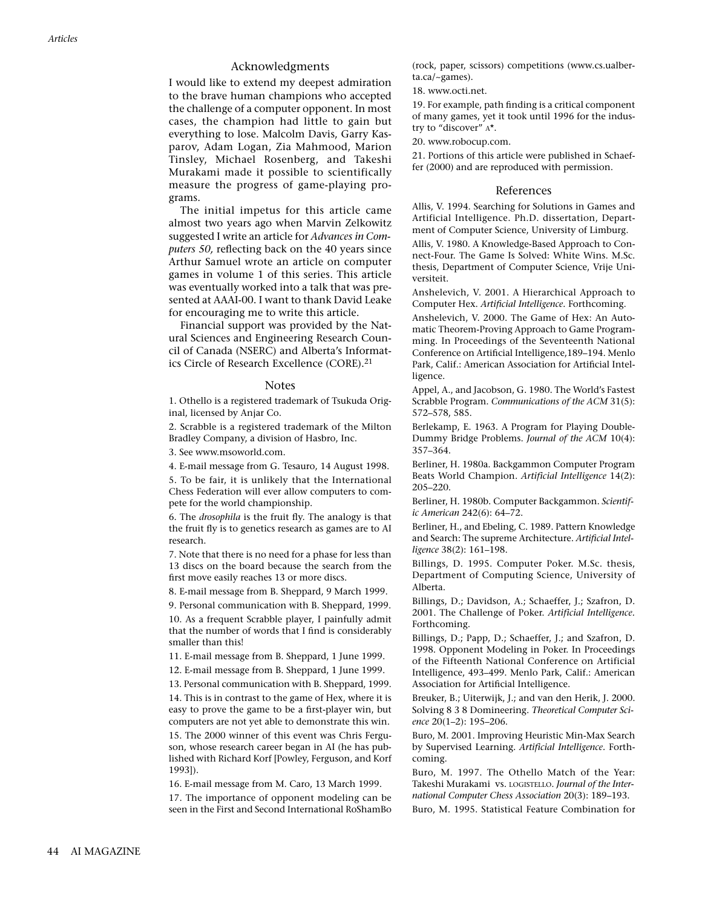## Acknowledgments

I would like to extend my deepest admiration to the brave human champions who accepted the challenge of a computer opponent. In most cases, the champion had little to gain but everything to lose. Malcolm Davis, Garry Kasparov, Adam Logan, Zia Mahmood, Marion Tinsley, Michael Rosenberg, and Takeshi Murakami made it possible to scientifically measure the progress of game-playing programs.

The initial impetus for this article came almost two years ago when Marvin Zelkowitz suggested I write an article for *Advances in Computers 50,* reflecting back on the 40 years since Arthur Samuel wrote an article on computer games in volume 1 of this series. This article was eventually worked into a talk that was presented at AAAI-00. I want to thank David Leake for encouraging me to write this article.

Financial support was provided by the Natural Sciences and Engineering Research Council of Canada (NSERC) and Alberta's Informatics Circle of Research Excellence (CORE).[21]

## Notes

1. Othello is a registered trademark of Tsukuda Original, licensed by Anjar Co.

2. Scrabble is a registered trademark of the Milton Bradley Company, a division of Hasbro, Inc.

3. See www.msoworld.com.

4. E-mail message from G. Tesauro, 14 August 1998.

5. To be fair, it is unlikely that the International Chess Federation will ever allow computers to compete for the world championship.

6. The *drosophila* is the fruit fly. The analogy is that the fruit fly is to genetics research as games are to AI research.

7. Note that there is no need for a phase for less than 13 discs on the board because the search from the first move easily reaches 13 or more discs.

8. E-mail message from B. Sheppard, 9 March 1999.

9. Personal communication with B. Sheppard, 1999.

10. As a frequent Scrabble player, I painfully admit that the number of words that I find is considerably smaller than this!

11. E-mail message from B. Sheppard, 1 June 1999.

12. E-mail message from B. Sheppard, 1 June 1999.

13. Personal communication with B. Sheppard, 1999.

14. This is in contrast to the game of Hex, where it is easy to prove the game to be a first-player win, but computers are not yet able to demonstrate this win.

15. The 2000 winner of this event was Chris Ferguson, whose research career began in AI (he has published with Richard Korf [Powley, Ferguson, and Korf 1993]).

16. E-mail message from M. Caro, 13 March 1999.

17. The importance of opponent modeling can be seen in the First and Second International RoShamBo (rock, paper, scissors) competitions (www.cs.ualberta.ca/~games).

18. www.octi.net.

19. For example, path finding is a critical component of many games, yet it took until 1996 for the industry to "discover" A*.

20. www.robocup.com.

21. Portions of this article were published in Schaeffer (2000) and are reproduced with permission.

## References

Allis, V. 1994. Searching for Solutions in Games and Artificial Intelligence. Ph.D. dissertation, Department of Computer Science, University of Limburg.

Allis, V. 1980. A Knowledge-Based Approach to Connect-Four. The Game Is Solved: White Wins. M.Sc. thesis, Department of Computer Science, Vrije Universiteit.

Anshelevich, V. 2001. A Hierarchical Approach to Computer Hex. *Artificial Intelligence.* Forthcoming.

Anshelevich, V. 2000. The Game of Hex: An Automatic Theorem-Proving Approach to Game Programming. In Proceedings of the Seventeenth National Conference on Artificial Intelligence,189–194. Menlo Park, Calif.: American Association for Artificial Intelligence.

Appel, A., and Jacobson, G. 1980. The World's Fastest Scrabble Program. *Communications of the ACM* 31(5): 572–578, 585.

Berlekamp, E. 1963. A Program for Playing Double-Dummy Bridge Problems. *Journal of the ACM* 10(4): 357–364.

Berliner, H. 1980a. Backgammon Computer Program Beats World Champion. *Artificial Intelligence* 14(2): 205–220.

Berliner, H. 1980b. Computer Backgammon. *Scientific American* 242(6): 64–72.

Berliner, H., and Ebeling, C. 1989. Pattern Knowledge and Search: The supreme Architecture. *Artificial Intelligence* 38(2): 161–198.

Billings, D. 1995. Computer Poker. M.Sc. thesis, Department of Computing Science, University of Alberta.

Billings, D.; Davidson, A.; Schaeffer, J.; Szafron, D. 2001. The Challenge of Poker. *Artificial Intelligence.* Forthcoming.

Billings, D.; Papp, D.; Schaeffer, J.; and Szafron, D. 1998. Opponent Modeling in Poker. In Proceedings of the Fifteenth National Conference on Artificial Intelligence, 493–499. Menlo Park, Calif.: American Association for Artificial Intelligence.

Breuker, B.; Uiterwijk, J.; and van den Herik, J. 2000. Solving 8 3 8 Domineering. *Theoretical Computer Science* 20(1–2): 195–206.

Buro, M. 2001. Improving Heuristic Min-Max Search by Supervised Learning. *Artificial Intelligence.* Forthcoming.

Buro, M. 1997. The Othello Match of the Year: Takeshi Murakami vs. LOGISTELLO. *Journal of the International Computer Chess Association* 20(3): 189–193.

Buro, M. 1995. Statistical Feature Combination for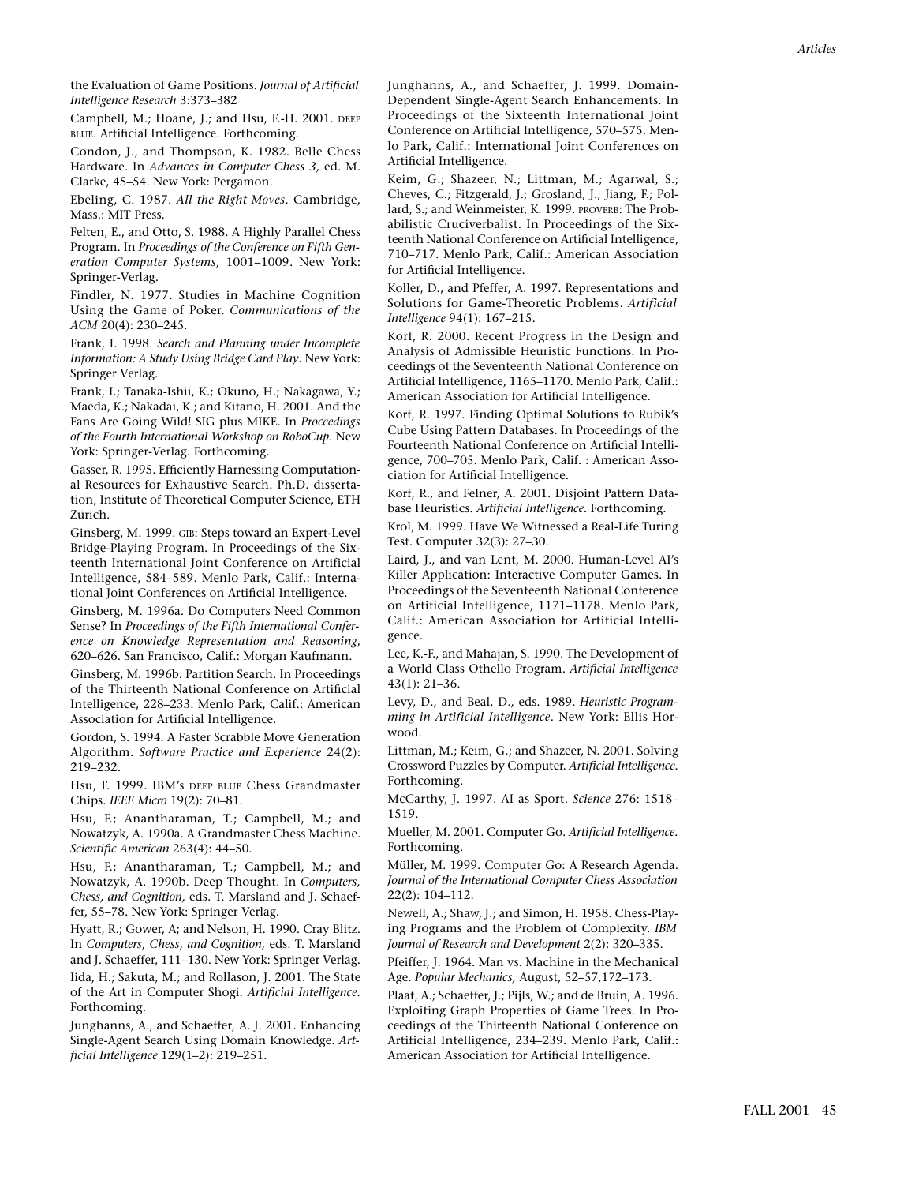the Evaluation of Game Positions. *Journal of Artificial Intelligence Research* 3:373–382

Campbell, M.; Hoane, J.; and Hsu, F.-H. 2001. DEEP BLUE. Artificial Intelligence. Forthcoming.

Condon, J., and Thompson, K. 1982. Belle Chess Hardware. In *Advances in Computer Chess 3,* ed. M. Clarke, 45–54. New York: Pergamon.

Ebeling, C. 1987. *All the Right Moves*. Cambridge, Mass.: MIT Press.

Felten, E., and Otto, S. 1988. A Highly Parallel Chess Program. In *Proceedings of the Conference on Fifth Generation Computer Systems,* 1001–1009. New York: Springer-Verlag.

Findler, N. 1977. Studies in Machine Cognition Using the Game of Poker. *Communications of the ACM* 20(4): 230–245.

Frank, I. 1998. *Search and Planning under Incomplete Information: A Study Using Bridge Card Play*. New York: Springer Verlag.

Frank, I.; Tanaka-Ishii, K.; Okuno, H.; Nakagawa, Y.; Maeda, K.; Nakadai, K.; and Kitano, H. 2001. And the Fans Are Going Wild! SIG plus MIKE. In *Proceedings of the Fourth International Workshop on RoboCup*. New York: Springer-Verlag. Forthcoming.

Gasser, R. 1995. Efficiently Harnessing Computational Resources for Exhaustive Search. Ph.D. dissertation, Institute of Theoretical Computer Science, ETH Zürich.

Ginsberg, M. 1999. GIB: Steps toward an Expert-Level Bridge-Playing Program. In Proceedings of the Sixteenth International Joint Conference on Artificial Intelligence, 584–589. Menlo Park, Calif.: International Joint Conferences on Artificial Intelligence.

Ginsberg, M. 1996a. Do Computers Need Common Sense? In *Proceedings of the Fifth International Conference on Knowledge Representation and Reasoning*, 620–626. San Francisco, Calif.: Morgan Kaufmann.

Ginsberg, M. 1996b. Partition Search. In Proceedings of the Thirteenth National Conference on Artificial Intelligence, 228–233. Menlo Park, Calif.: American Association for Artificial Intelligence.

Gordon, S. 1994. A Faster Scrabble Move Generation Algorithm. *Software Practice and Experience* 24(2): 219–232.

Hsu, F. 1999. IBM's DEEP BLUE Chess Grandmaster Chips. *IEEE Micro* 19(2): 70–81.

Hsu, F.; Anantharaman, T.; Campbell, M.; and Nowatzyk, A. 1990a. A Grandmaster Chess Machine. *Scientific American* 263(4): 44–50.

Hsu, F.; Anantharaman, T.; Campbell, M.; and Nowatzyk, A. 1990b. Deep Thought. In *Computers, Chess, and Cognition,* eds. T. Marsland and J. Schaeffer, 55–78. New York: Springer Verlag.

Hyatt, R.; Gower, A; and Nelson, H. 1990. Cray Blitz. In *Computers, Chess, and Cognition,* eds. T. Marsland and J. Schaeffer, 111–130. New York: Springer Verlag.

Iida, H.; Sakuta, M.; and Rollason, J. 2001. The State of the Art in Computer Shogi. *Artificial Intelligence*. Forthcoming.

Junghanns, A., and Schaeffer, A. J. 2001. Enhancing Single-Agent Search Using Domain Knowledge. *Artficial Intelligence* 129(1–2): 219–251.

Junghanns, A., and Schaeffer, J. 1999. Domain-Dependent Single-Agent Search Enhancements. In Proceedings of the Sixteenth International Joint Conference on Artificial Intelligence, 570–575. Menlo Park, Calif.: International Joint Conferences on Artificial Intelligence.

Keim, G.; Shazeer, N.; Littman, M.; Agarwal, S.; Cheves, C.; Fitzgerald, J.; Grosland, J.; Jiang, F.; Pollard, S.; and Weinmeister, K. 1999. PROVERB: The Probabilistic Cruciverbalist. In Proceedings of the Sixteenth National Conference on Artificial Intelligence, 710–717. Menlo Park, Calif.: American Association for Artificial Intelligence.

Koller, D., and Pfeffer, A. 1997. Representations and Solutions for Game-Theoretic Problems. *Artificial Intelligence* 94(1): 167–215.

Korf, R. 2000. Recent Progress in the Design and Analysis of Admissible Heuristic Functions. In Proceedings of the Seventeenth National Conference on Artificial Intelligence, 1165–1170. Menlo Park, Calif.: American Association for Artificial Intelligence.

Korf, R. 1997. Finding Optimal Solutions to Rubik's Cube Using Pattern Databases. In Proceedings of the Fourteenth National Conference on Artificial Intelligence, 700–705. Menlo Park, Calif. : American Association for Artificial Intelligence.

Korf, R., and Felner, A. 2001. Disjoint Pattern Database Heuristics. *Artificial Intelligence.* Forthcoming.

Krol, M. 1999. Have We Witnessed a Real-Life Turing Test. Computer 32(3): 27–30.

Laird, J., and van Lent, M. 2000. Human-Level AI's Killer Application: Interactive Computer Games. In Proceedings of the Seventeenth National Conference on Artificial Intelligence, 1171–1178. Menlo Park, Calif.: American Association for Artificial Intelligence.

Lee, K.-F., and Mahajan, S. 1990. The Development of a World Class Othello Program. *Artificial Intelligence* 43(1): 21–36.

Levy, D., and Beal, D., eds. 1989. *Heuristic Programming in Artificial Intelligence*. New York: Ellis Horwood.

Littman, M.; Keim, G.; and Shazeer, N. 2001. Solving Crossword Puzzles by Computer. *Artificial Intelligence.* Forthcoming.

McCarthy, J. 1997. AI as Sport. *Science* 276: 1518–1519.

Mueller, M. 2001. Computer Go. *Artificial Intelligence*. Forthcoming.

Müller, M. 1999. Computer Go: A Research Agenda. *Journal of the International Computer Chess Association* 22(2): 104–112.

Newell, A.; Shaw, J.; and Simon, H. 1958. Chess-Playing Programs and the Problem of Complexity. *IBM Journal of Research and Development* 2(2): 320–335.

Pfeiffer, J. 1964. Man vs. Machine in the Mechanical Age. *Popular Mechanics,* August, 52–57,172–173.

Plaat, A.; Schaeffer, J.; Pijls, W.; and de Bruin, A. 1996. Exploiting Graph Properties of Game Trees. In Proceedings of the Thirteenth National Conference on Artificial Intelligence, 234–239. Menlo Park, Calif.: American Association for Artificial Intelligence.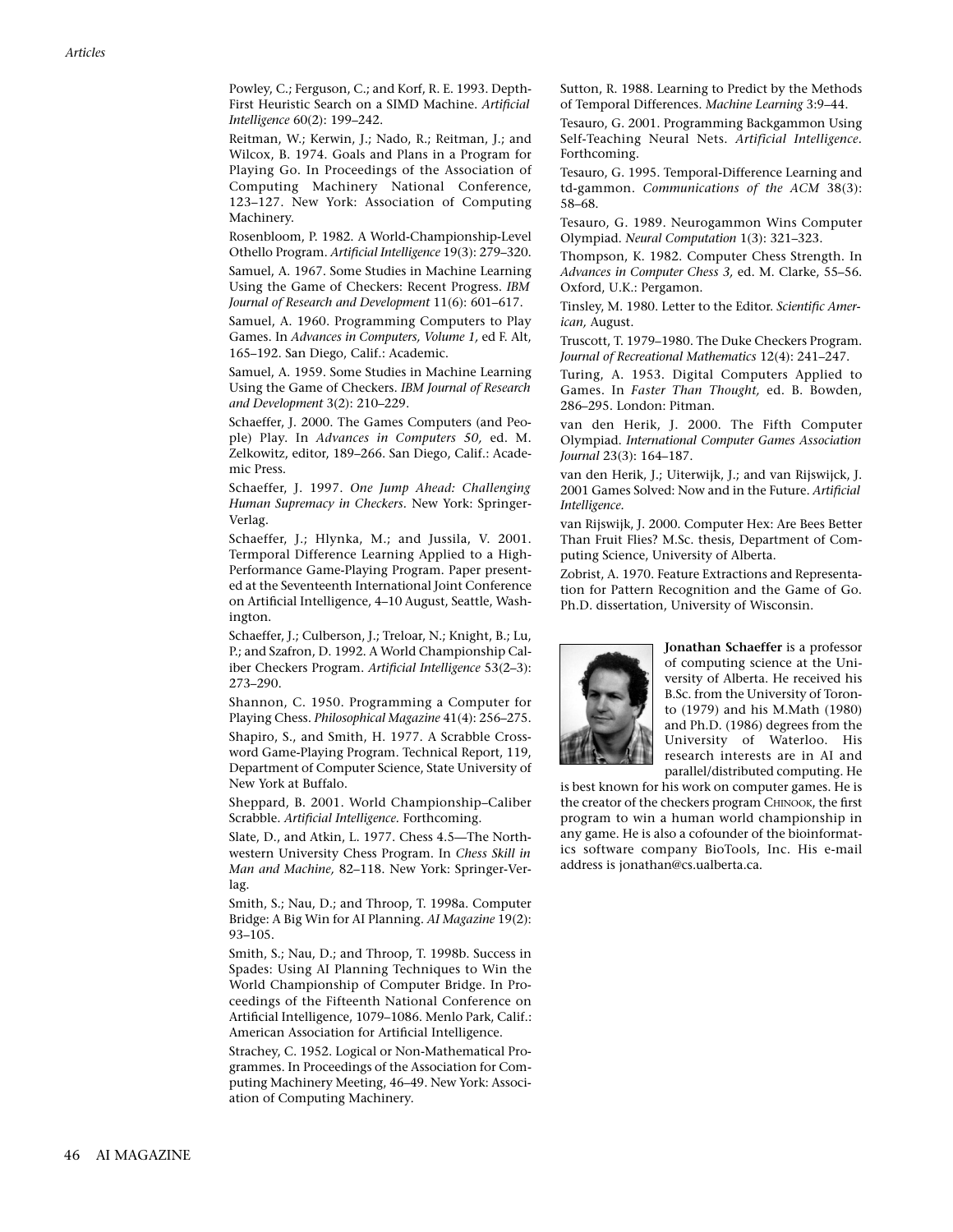Powley, C.; Ferguson, C.; and Korf, R. E. 1993. Depth-First Heuristic Search on a SIMD Machine. *Artificial Intelligence* 60(2): 199–242.

Reitman, W.; Kerwin, J.; Nado, R.; Reitman, J.; and Wilcox, B. 1974. Goals and Plans in a Program for Playing Go. In Proceedings of the Association of Computing Machinery National Conference, 123–127. New York: Association of Computing Machinery.

Rosenbloom, P. 1982. A World-Championship-Level Othello Program. *Artificial Intelligence* 19(3): 279–320.

Samuel, A. 1967. Some Studies in Machine Learning Using the Game of Checkers: Recent Progress. *IBM Journal of Research and Development* 11(6): 601–617.

Samuel, A. 1960. Programming Computers to Play Games. In *Advances in Computers, Volume 1,* ed F. Alt, 165–192. San Diego, Calif.: Academic.

Samuel, A. 1959. Some Studies in Machine Learning Using the Game of Checkers. *IBM Journal of Research and Development* 3(2): 210–229.

Schaeffer, J. 2000. The Games Computers (and People) Play. In *Advances in Computers 50,* ed. M. Zelkowitz, editor, 189–266. San Diego, Calif.: Academic Press.

Schaeffer, J. 1997. *One Jump Ahead: Challenging Human Supremacy in Checkers*. New York: Springer-Verlag.

Schaeffer, J.; Hlynka, M.; and Jussila, V. 2001. Termporal Difference Learning Applied to a High-Performance Game-Playing Program. Paper presented at the Seventeenth International Joint Conference on Artificial Intelligence, 4–10 August, Seattle, Washington.

Schaeffer, J.; Culberson, J.; Treloar, N.; Knight, B.; Lu, P.; and Szafron, D. 1992. A World Championship Caliber Checkers Program. *Artificial Intelligence* 53(2–3): 273–290.

Shannon, C. 1950. Programming a Computer for Playing Chess. *Philosophical Magazine* 41(4): 256–275.

Shapiro, S., and Smith, H. 1977. A Scrabble Crossword Game-Playing Program. Technical Report, 119, Department of Computer Science, State University of New York at Buffalo.

Sheppard, B. 2001. World Championship–Caliber Scrabble. *Artificial Intelligence.* Forthcoming.

Slate, D., and Atkin, L. 1977. Chess 4.5—The Northwestern University Chess Program. In *Chess Skill in Man and Machine,* 82–118. New York: Springer-Verlag.

Smith, S.; Nau, D.; and Throop, T. 1998a. Computer Bridge: A Big Win for AI Planning. *AI Magazine* 19(2): 93–105.

Smith, S.; Nau, D.; and Throop, T. 1998b. Success in Spades: Using AI Planning Techniques to Win the World Championship of Computer Bridge. In Proceedings of the Fifteenth National Conference on Artificial Intelligence, 1079–1086. Menlo Park, Calif.: American Association for Artificial Intelligence.

Strachey, C. 1952. Logical or Non-Mathematical Programmes. In Proceedings of the Association for Computing Machinery Meeting, 46–49. New York: Association of Computing Machinery.

Sutton, R. 1988. Learning to Predict by the Methods of Temporal Differences. *Machine Learning* 3:9–44.

Tesauro, G. 2001. Programming Backgammon Using Self-Teaching Neural Nets. *Artificial Intelligence.* Forthcoming.

Tesauro, G. 1995. Temporal-Difference Learning and td-gammon. *Communications of the ACM* 38(3): 58–68.

Tesauro, G. 1989. Neurogammon Wins Computer Olympiad. *Neural Computation* 1(3): 321–323.

Thompson, K. 1982. Computer Chess Strength. In *Advances in Computer Chess 3,* ed. M. Clarke, 55–56. Oxford, U.K.: Pergamon.

Tinsley, M. 1980. Letter to the Editor. *Scientific American,* August.

Truscott, T. 1979–1980. The Duke Checkers Program. *Journal of Recreational Mathematics* 12(4): 241–247.

Turing, A. 1953. Digital Computers Applied to Games. In *Faster Than Thought,* ed. B. Bowden, 286–295. London: Pitman.

van den Herik, J. 2000. The Fifth Computer Olympiad. *International Computer Games Association Journal* 23(3): 164–187.

van den Herik, J.; Uiterwijk, J.; and van Rijswijck, J. 2001 Games Solved: Now and in the Future. *Artificial Intelligence.*

van Rijswijk, J. 2000. Computer Hex: Are Bees Better Than Fruit Flies? M.Sc. thesis, Department of Computing Science, University of Alberta.

Zobrist, A. 1970. Feature Extractions and Representation for Pattern Recognition and the Game of Go. Ph.D. dissertation, University of Wisconsin.

**Jonathan Schaeffer** is a professor of computing science at the University of Alberta. He received his B.Sc. from the University of Toronto (1979) and his M.Math (1980) and Ph.D. (1986) degrees from the University of Waterloo. His research interests are in AI and parallel/distributed computing. He is best known for his work on computer games. He is the creator of the checkers program CHINOOK, the first program to win a human world championship in any game. He is also a cofounder of the bioinformatics software company BioTools, Inc. His e-mail address is jonathan@cs.ualberta.ca.